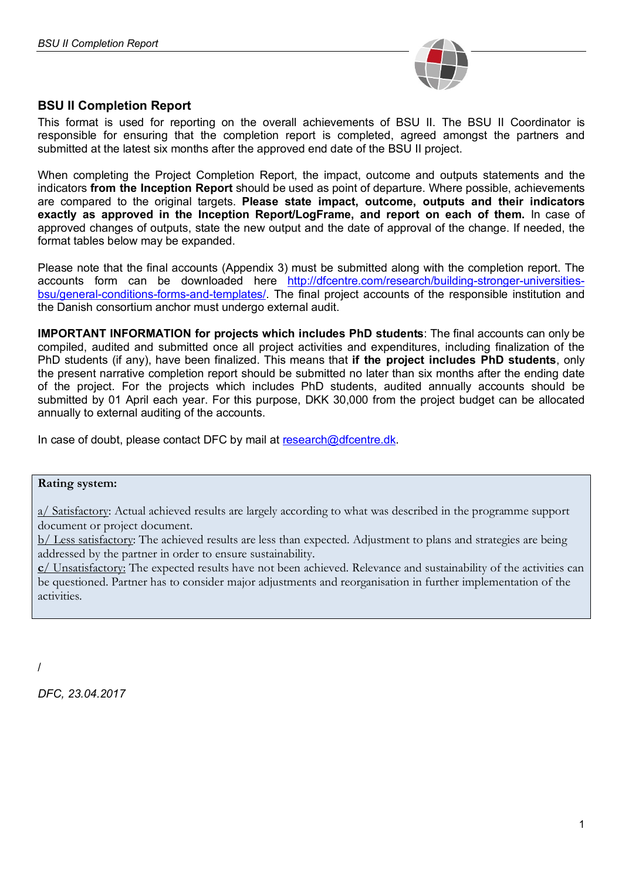## BSU II Completion Report

This format is used for reporting on the overall achievements of BSU II. The BSU II Coordinator is responsible for ensuring that the completion report is completed, agreed amongst the partners and submitted at the latest six months after the approved end date of the BSU II project.

When completing the Project Completion Report, the impact, outcome and outputs statements and the indicators **from the Inception Report** should be used as point of departure. Where possible, achievements are compared to the original targets. **Please state impact, outcome, outputs and their indicators exactly as approved in the Inception Report/LogFrame, and report on each of them.** In case of approved changes of outputs, state the new output and the date of approval of the change. If needed, the format tables below may be expanded.

Please note that the final accounts (Appendix 3) must be submitted along with the completion report. The accounts form can be downloaded here [http://dfcentre.com/research/building-stronger-universities-bsu/general-conditions-forms-and-templates/](http://dfcentre.com/research/building-stronger-universities-bsu/general-conditions-forms-and-templates/). The final project accounts of the responsible institution and the Danish consortium anchor must undergo external audit.

**IMPORTANT INFORMATION for projects which includes PhD students**: The final accounts can only be compiled, audited and submitted once all project activities and expenditures, including finalization of the PhD students (if any), have been finalized. This means that **if the project includes PhD students**, only the present narrative completion report should be submitted no later than six months after the ending date of the project. For the projects which includes PhD students, audited annually accounts should be submitted by 01 April each year. For this purpose, DKK 30,000 from the project budget can be allocated annually to external auditing of the accounts.

In case of doubt, please contact DFC by mail at [research@dfcentre.dk](mailto:research@dfcentre.dk).

> **Rating system:**
>
> a/ Satisfactory: Actual achieved results are largely according to what was described in the programme support document or project document.
> b/ Less satisfactory: The achieved results are less than expected. Adjustment to plans and strategies are being addressed by the partner in order to ensure sustainability.
> c/ Unsatisfactory: The expected results have not been achieved. Relevance and sustainability of the activities can be questioned. Partner has to consider major adjustments and reorganisation in further implementation of the activities.

/

*DFC, 23.04.2017*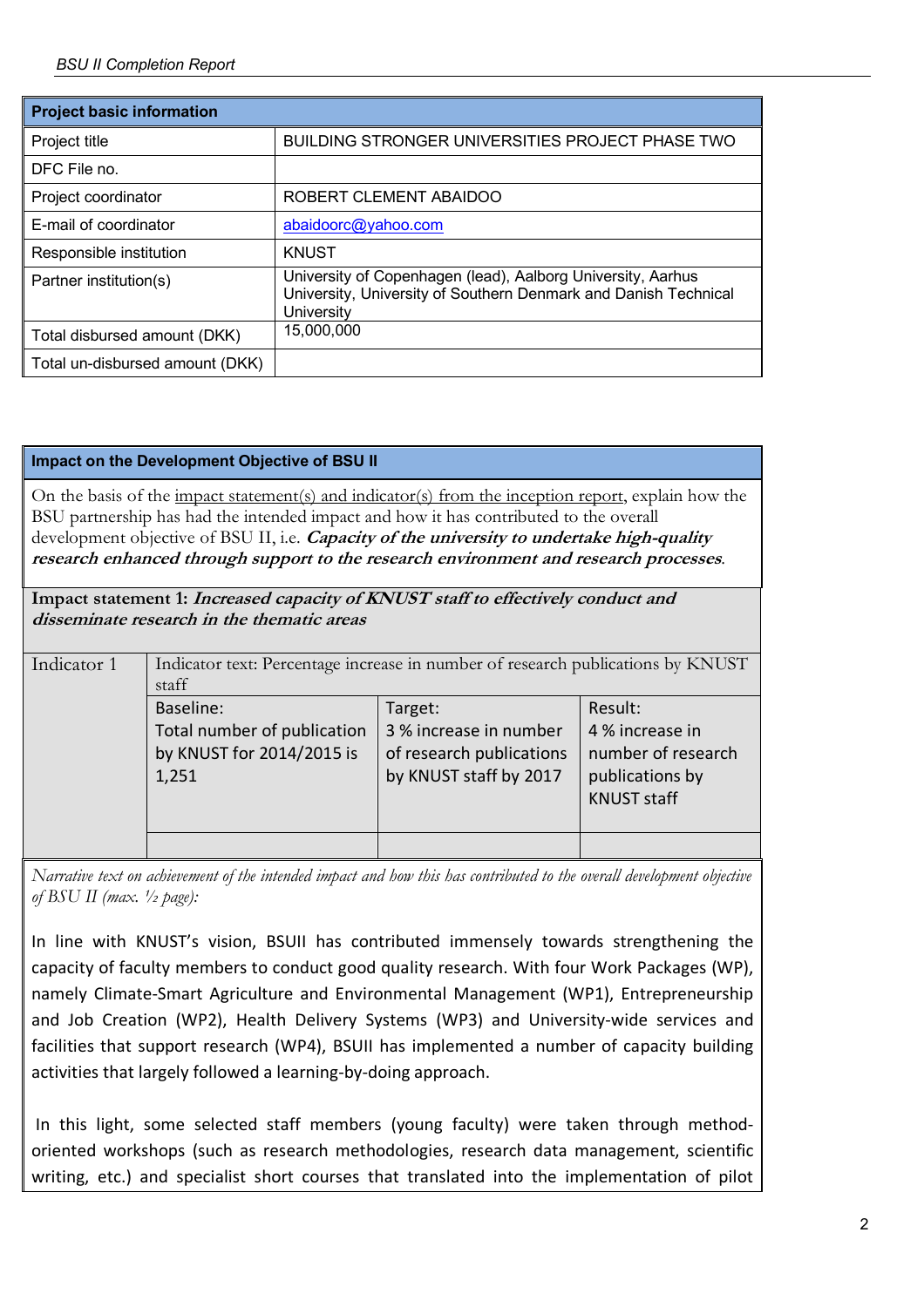| Project basic information | |
|---|---|
| Project title | BUILDING STRONGER UNIVERSITIES PROJECT PHASE TWO |
| DFC File no. | |
| Project coordinator | ROBERT CLEMENT ABAIDOO |
| E-mail of coordinator | abaidoorc@yahoo.com |
| Responsible institution | KNUST |
| Partner institution(s) | University of Copenhagen (lead), Aalborg University, Aarhus University, University of Southern Denmark and Danish Technical University |
| Total disbursed amount (DKK) | 15,000,000 |
| Total un-disbursed amount (DKK) | |

**Impact on the Development Objective of BSU II**

On the basis of the impact statement(s) and indicator(s) from the inception report, explain how the BSU partnership has had the intended impact and how it has contributed to the overall development objective of BSU II, i.e. ***Capacity of the university to undertake high-quality research enhanced through support to the research environment and research processes***.

**Impact statement 1: *Increased capacity of KNUST staff to effectively conduct and disseminate research in the thematic areas***

| Indicator 1 | Indicator text: Percentage increase in number of research publications by KNUST staff | | |
|---|---|---|---|
| | Baseline:<br>Total number of publication by KNUST for 2014/2015 is 1,251 | Target:<br>3 % increase in number of research publications by KNUST staff by 2017 | Result:<br>4 % increase in number of research publications by KNUST staff |
| | | | |

*Narrative text on achievement of the intended impact and how this has contributed to the overall development objective of BSU II (max. ½ page):*

In line with KNUST's vision, BSUII has contributed immensely towards strengthening the capacity of faculty members to conduct good quality research. With four Work Packages (WP), namely Climate-Smart Agriculture and Environmental Management (WP1), Entrepreneurship and Job Creation (WP2), Health Delivery Systems (WP3) and University-wide services and facilities that support research (WP4), BSUII has implemented a number of capacity building activities that largely followed a learning-by-doing approach.

In this light, some selected staff members (young faculty) were taken through method-oriented workshops (such as research methodologies, research data management, scientific writing, etc.) and specialist short courses that translated into the implementation of pilot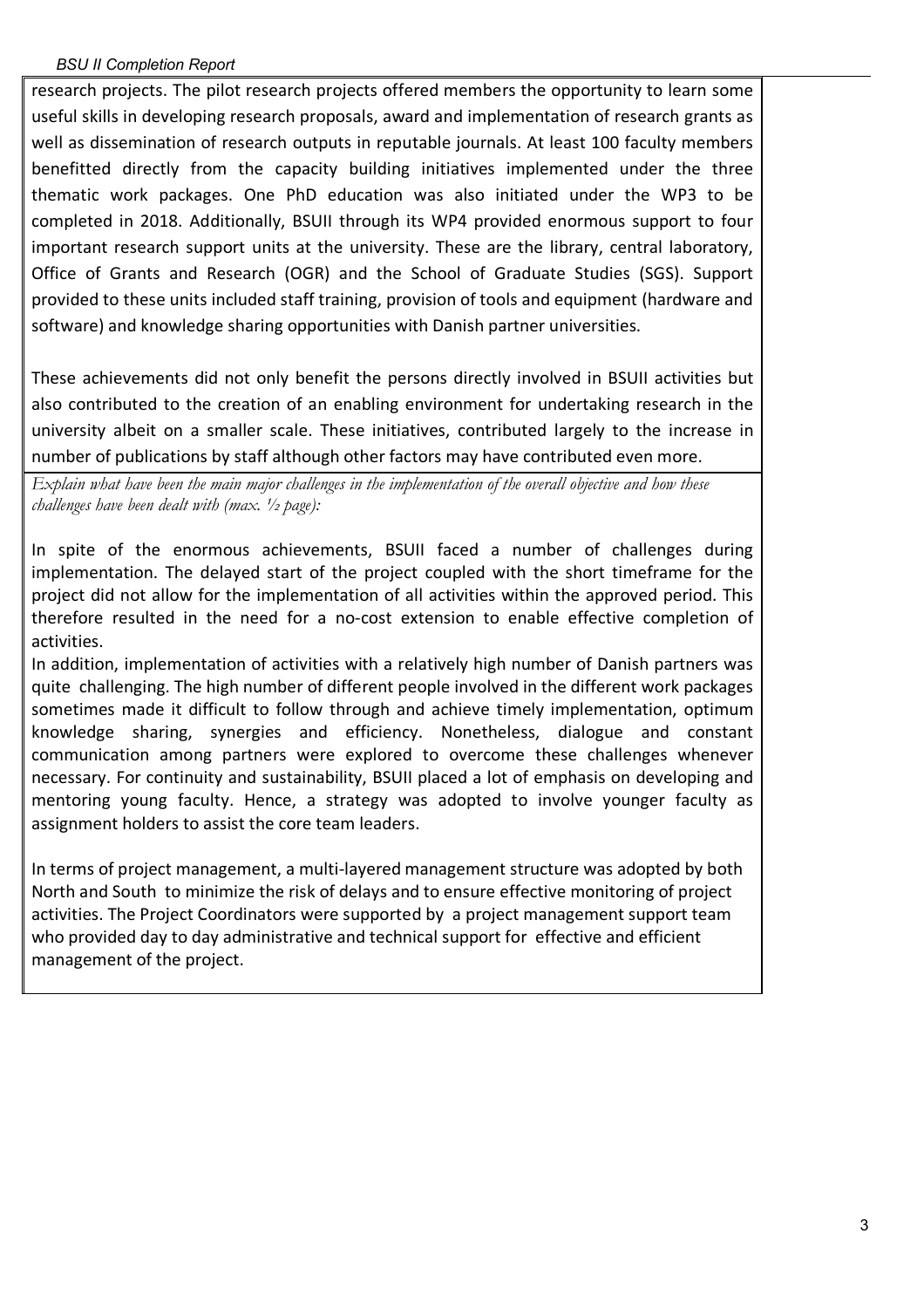research projects. The pilot research projects offered members the opportunity to learn some useful skills in developing research proposals, award and implementation of research grants as well as dissemination of research outputs in reputable journals. At least 100 faculty members benefitted directly from the capacity building initiatives implemented under the three thematic work packages. One PhD education was also initiated under the WP3 to be completed in 2018. Additionally, BSUII through its WP4 provided enormous support to four important research support units at the university. These are the library, central laboratory, Office of Grants and Research (OGR) and the School of Graduate Studies (SGS). Support provided to these units included staff training, provision of tools and equipment (hardware and software) and knowledge sharing opportunities with Danish partner universities.

These achievements did not only benefit the persons directly involved in BSUII activities but also contributed to the creation of an enabling environment for undertaking research in the university albeit on a smaller scale. These initiatives, contributed largely to the increase in number of publications by staff although other factors may have contributed even more.

*Explain what have been the main major challenges in the implementation of the overall objective and how these challenges have been dealt with (max. ½ page):*

In spite of the enormous achievements, BSUII faced a number of challenges during implementation. The delayed start of the project coupled with the short timeframe for the project did not allow for the implementation of all activities within the approved period. This therefore resulted in the need for a no-cost extension to enable effective completion of activities.

In addition, implementation of activities with a relatively high number of Danish partners was quite challenging. The high number of different people involved in the different work packages sometimes made it difficult to follow through and achieve timely implementation, optimum knowledge sharing, synergies and efficiency. Nonetheless, dialogue and constant communication among partners were explored to overcome these challenges whenever necessary. For continuity and sustainability, BSUII placed a lot of emphasis on developing and mentoring young faculty. Hence, a strategy was adopted to involve younger faculty as assignment holders to assist the core team leaders.

In terms of project management, a multi-layered management structure was adopted by both North and South to minimize the risk of delays and to ensure effective monitoring of project activities. The Project Coordinators were supported by a project management support team who provided day to day administrative and technical support for effective and efficient management of the project.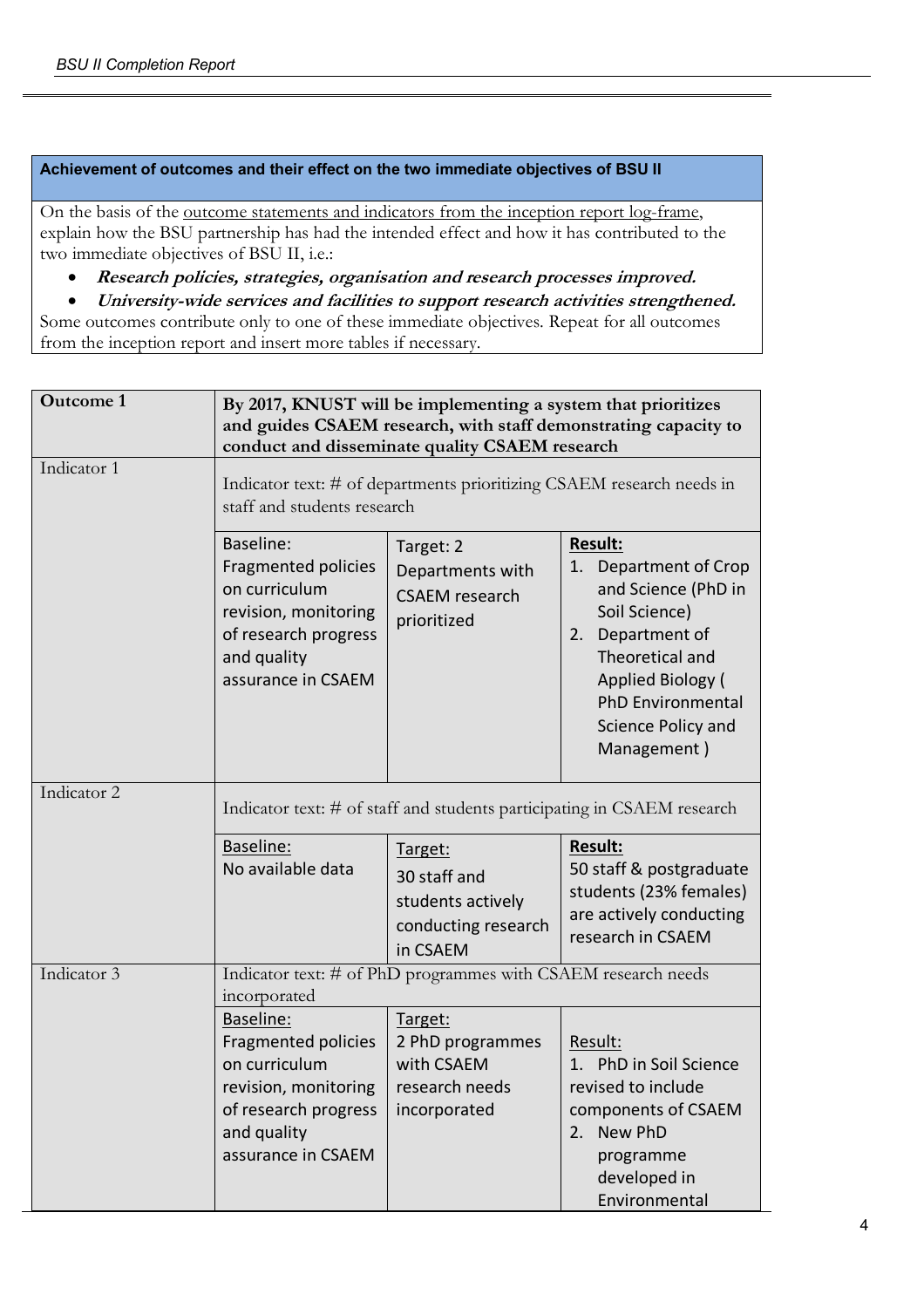| Achievement of outcomes and their effect on the two immediate objectives of BSU II |
|---|
| On the basis of the outcome statements and indicators from the inception report log-frame, explain how the BSU partnership has had the intended effect and how it has contributed to the two immediate objectives of BSU II, i.e.:<br>• ***Research policies, strategies, organisation and research processes improved.***<br>• ***University-wide services and facilities to support research activities strengthened.***<br>Some outcomes contribute only to one of these immediate objectives. Repeat for all outcomes from the inception report and insert more tables if necessary. |

| **Outcome 1** | **By 2017, KNUST will be implementing a system that prioritizes and guides CSAEM research, with staff demonstrating capacity to conduct and disseminate quality CSAEM research** | | |
|---|---|---|---|
| Indicator 1 | Indicator text: # of departments prioritizing CSAEM research needs in staff and students research | | |
| | Baseline: Fragmented policies on curriculum revision, monitoring of research progress and quality assurance in CSAEM | Target: 2 Departments with CSAEM research prioritized | **Result:**<br>1. Department of Crop and Science (PhD in Soil Science)<br>2. Department of Theoretical and Applied Biology ( PhD Environmental Science Policy and Management ) |
| Indicator 2 | Indicator text: # of staff and students participating in CSAEM research | | |
| | Baseline:<br>No available data | Target:<br>30 staff and students actively conducting research in CSAEM | **Result:**<br>50 staff & postgraduate students (23% females) are actively conducting research in CSAEM |
| Indicator 3 | Indicator text: # of PhD programmes with CSAEM research needs incorporated | | |
| | Baseline:<br>Fragmented policies on curriculum revision, monitoring of research progress and quality assurance in CSAEM | Target:<br>2 PhD programmes with CSAEM research needs incorporated | Result:<br>1. PhD in Soil Science revised to include components of CSAEM<br>2. New PhD programme developed in Environmental |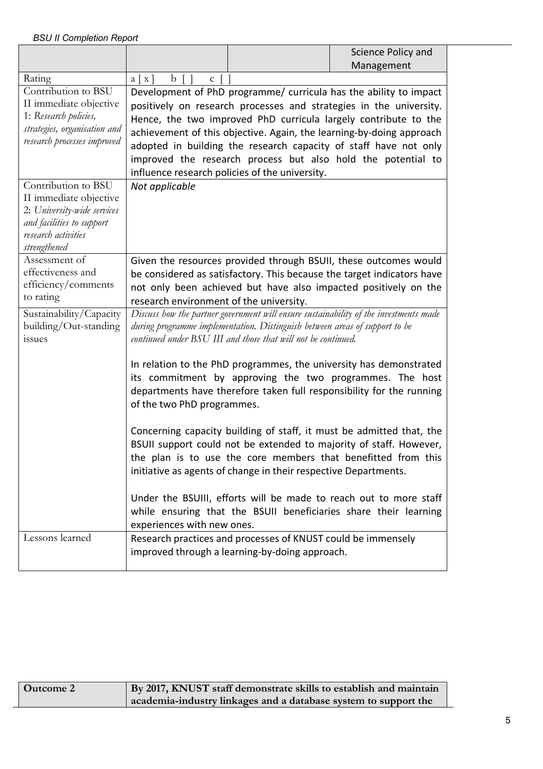| | | | Science Policy and Management |
|---|---|---|---|
| Rating | a [ x ] b [ ] c [ ] | | |
| Contribution to BSU II immediate objective 1: *Research policies, strategies, organisation and research processes improved* | Development of PhD programme/ curricula has the ability to impact positively on research processes and strategies in the university. Hence, the two improved PhD curricula largely contribute to the achievement of this objective. Again, the learning-by-doing approach adopted in building the research capacity of staff have not only improved the research process but also hold the potential to influence research policies of the university. | | |
| Contribution to BSU II immediate objective 2: *University-wide services and facilities to support research activities strengthened* | *Not applicable* | | |
| Assessment of effectiveness and efficiency/comments to rating | Given the resources provided through BSUII, these outcomes would be considered as satisfactory. This because the target indicators have not only been achieved but have also impacted positively on the research environment of the university. | | |
| Sustainability/Capacity building/Out-standing issues | *Discuss how the partner government will ensure sustainability of the investments made during programme implementation. Distinguish between areas of support to be continued under BSU III and those that will not be continued.*<br><br>In relation to the PhD programmes, the university has demonstrated its commitment by approving the two programmes. The host departments have therefore taken full responsibility for the running of the two PhD programmes.<br><br>Concerning capacity building of staff, it must be admitted that, the BSUII support could not be extended to majority of staff. However, the plan is to use the core members that benefitted from this initiative as agents of change in their respective Departments.<br><br>Under the BSUIII, efforts will be made to reach out to more staff while ensuring that the BSUII beneficiaries share their learning experiences with new ones. | | |
| Lessons learned | Research practices and processes of KNUST could be immensely improved through a learning-by-doing approach. | | |

| **Outcome 2** | **By 2017, KNUST staff demonstrate skills to establish and maintain academia-industry linkages and a database system to support the** |
|---|---|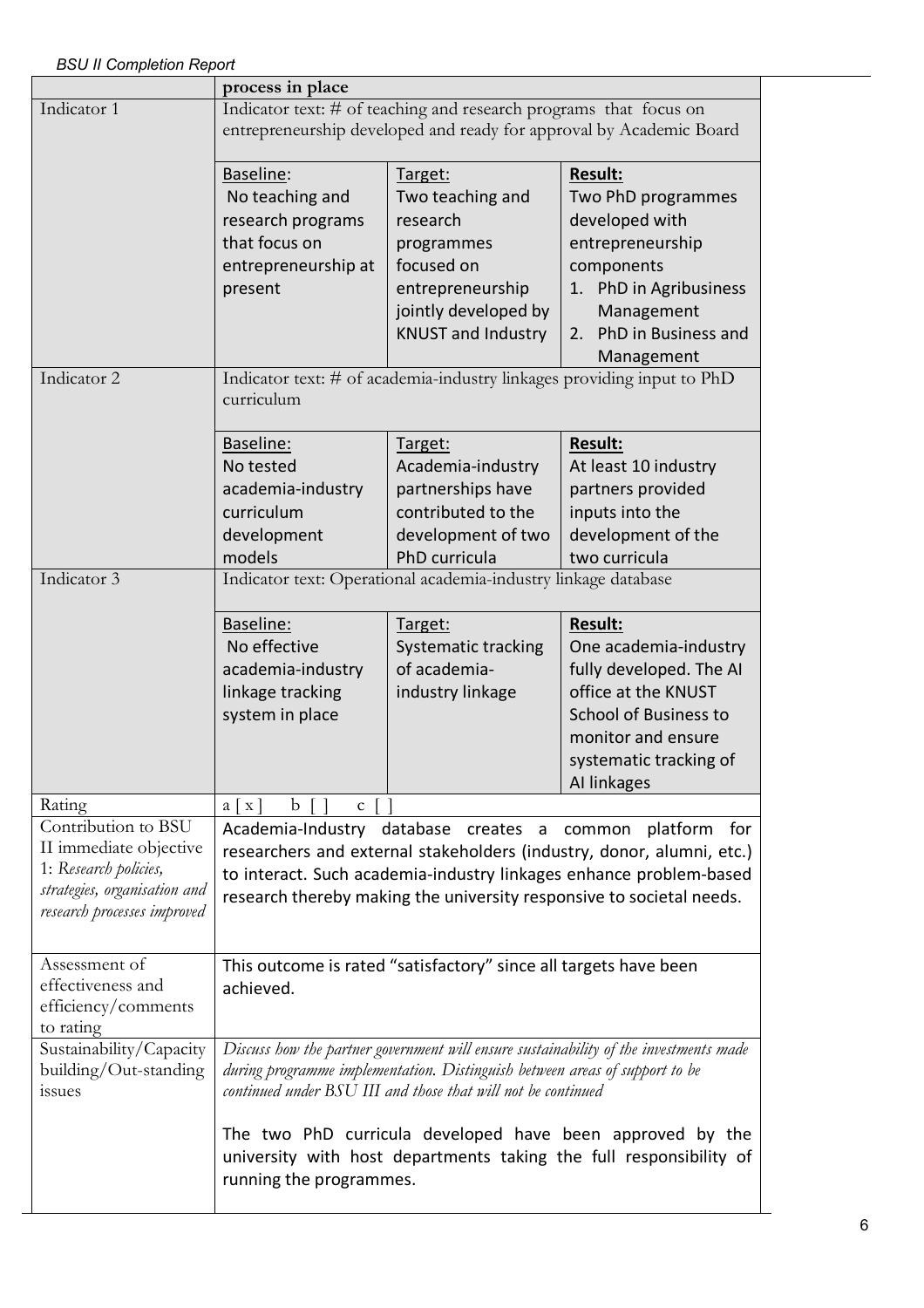| | process in place | | |
|---|---|---|---|
| Indicator 1 | Indicator text: # of teaching and research programs that focus on entrepreneurship developed and ready for approval by Academic Board | | |
| | Baseline: No teaching and research programs that focus on entrepreneurship at present | Target: Two teaching and research programmes focused on entrepreneurship jointly developed by KNUST and Industry | **Result:** Two PhD programmes developed with entrepreneurship components 1. PhD in Agribusiness Management 2. PhD in Business and Management |
| Indicator 2 | Indicator text: # of academia-industry linkages providing input to PhD curriculum | | |
| | Baseline: No tested academia-industry curriculum development models | Target: Academia-industry partnerships have contributed to the development of two PhD curricula | **Result:** At least 10 industry partners provided inputs into the development of the two curricula |
| Indicator 3 | Indicator text: Operational academia-industry linkage database | | |
| | Baseline: No effective academia-industry linkage tracking system in place | Target: Systematic tracking of academia-industry linkage | **Result:** One academia-industry fully developed. The AI office at the KNUST School of Business to monitor and ensure systematic tracking of AI linkages |
| Rating | a [ x ] b [ ] c [ ] | | |
| Contribution to BSU II immediate objective 1: *Research policies, strategies, organisation and research processes improved* | Academia-Industry database creates a common platform for researchers and external stakeholders (industry, donor, alumni, etc.) to interact. Such academia-industry linkages enhance problem-based research thereby making the university responsive to societal needs. | | |
| Assessment of effectiveness and efficiency/comments to rating | This outcome is rated "satisfactory" since all targets have been achieved. | | |
| Sustainability/Capacity building/Out-standing issues | *Discuss how the partner government will ensure sustainability of the investments made during programme implementation. Distinguish between areas of support to be continued under BSU III and those that will not be continued* <br><br> The two PhD curricula developed have been approved by the university with host departments taking the full responsibility of running the programmes. | | |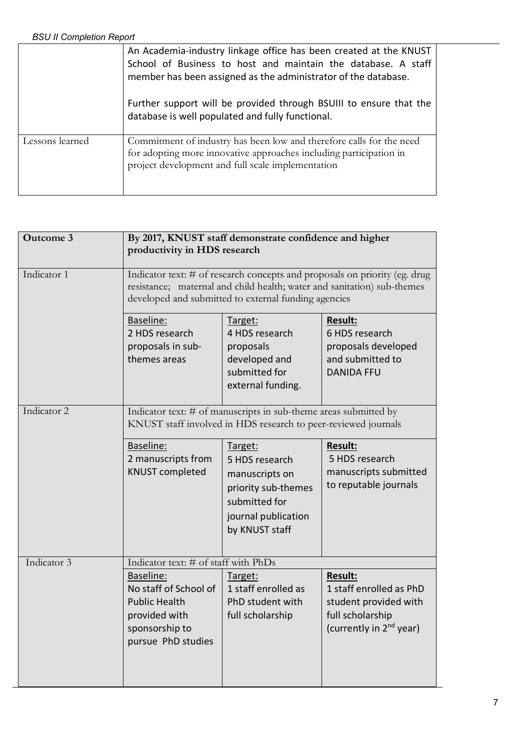| | |
|---|---|
| | An Academia-industry linkage office has been created at the KNUST School of Business to host and maintain the database. A staff member has been assigned as the administrator of the database.<br><br>Further support will be provided through BSUIII to ensure that the database is well populated and fully functional. |
| Lessons learned | Commitment of industry has been low and therefore calls for the need for adopting more innovative approaches including participation in project development and full scale implementation |

| **Outcome 3** | **By 2017, KNUST staff demonstrate confidence and higher productivity in HDS research** | | |
|---|---|---|---|
| Indicator 1 | Indicator text: # of research concepts and proposals on priority (eg. drug resistance; maternal and child health; water and sanitation) sub-themes developed and submitted to external funding agencies | | |
| | Baseline:<br>2 HDS research proposals in sub-themes areas | Target:<br>4 HDS research proposals developed and submitted for external funding. | **Result:**<br>6 HDS research proposals developed and submitted to DANIDA FFU |
| Indicator 2 | Indicator text: # of manuscripts in sub-theme areas submitted by KNUST staff involved in HDS research to peer-reviewed journals | | |
| | Baseline:<br>2 manuscripts from KNUST completed | Target:<br>5 HDS research manuscripts on priority sub-themes submitted for journal publication by KNUST staff | **Result:**<br>5 HDS research manuscripts submitted to reputable journals |
| Indicator 3 | Indicator text: # of staff with PhDs | | |
| | Baseline:<br>No staff of School of Public Health provided with sponsorship to pursue PhD studies | Target:<br>1 staff enrolled as PhD student with full scholarship | **Result:**<br>1 staff enrolled as PhD student provided with full scholarship (currently in 2nd year) |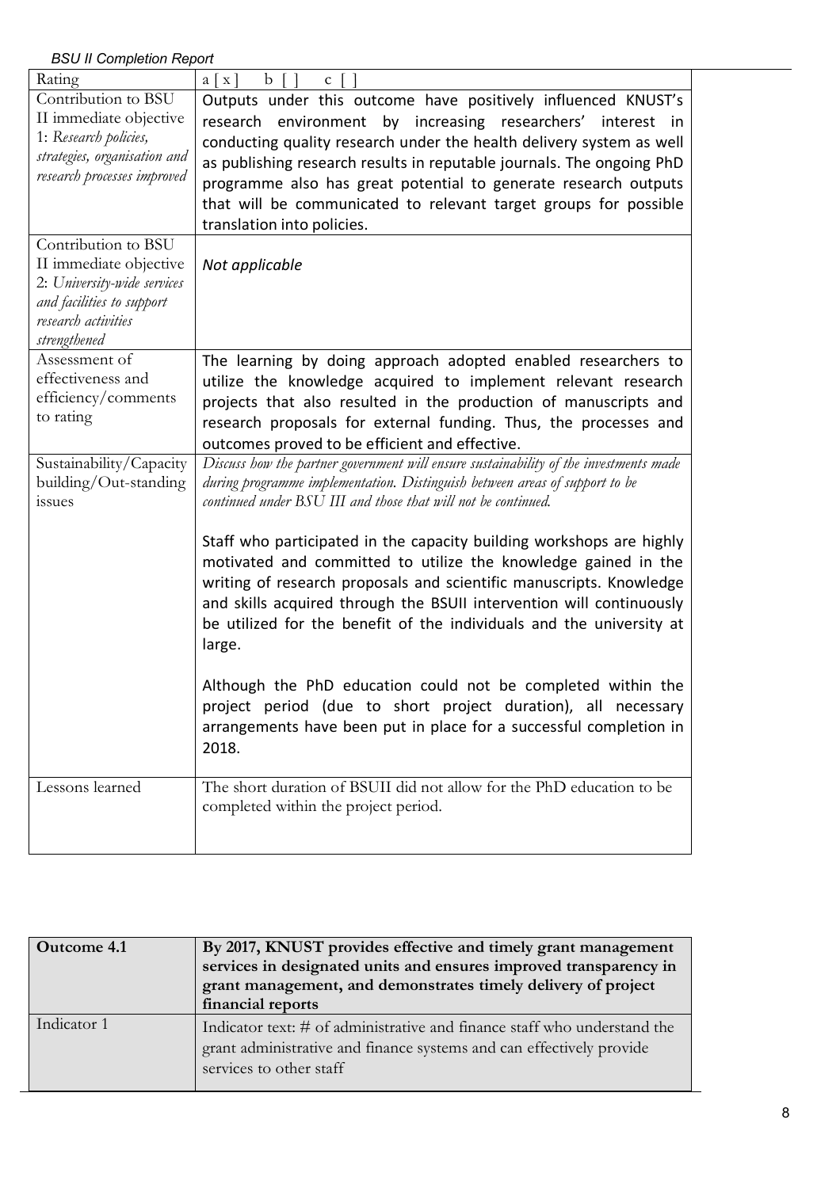| Rating | a [ x ] b [ ] c [ ] |
|---|---|
| Contribution to BSU II immediate objective 1: *Research policies, strategies, organisation and research processes improved* | Outputs under this outcome have positively influenced KNUST's research environment by increasing researchers' interest in conducting quality research under the health delivery system as well as publishing research results in reputable journals. The ongoing PhD programme also has great potential to generate research outputs that will be communicated to relevant target groups for possible translation into policies. |
| Contribution to BSU II immediate objective 2: *University-wide services and facilities to support research activities strengthened* | *Not applicable* |
| Assessment of effectiveness and efficiency/comments to rating | The learning by doing approach adopted enabled researchers to utilize the knowledge acquired to implement relevant research projects that also resulted in the production of manuscripts and research proposals for external funding. Thus, the processes and outcomes proved to be efficient and effective. |
| Sustainability/Capacity building/Out-standing issues | *Discuss how the partner government will ensure sustainability of the investments made during programme implementation. Distinguish between areas of support to be continued under BSU III and those that will not be continued.*<br><br>Staff who participated in the capacity building workshops are highly motivated and committed to utilize the knowledge gained in the writing of research proposals and scientific manuscripts. Knowledge and skills acquired through the BSUII intervention will continuously be utilized for the benefit of the individuals and the university at large.<br><br>Although the PhD education could not be completed within the project period (due to short project duration), all necessary arrangements have been put in place for a successful completion in 2018. |
| Lessons learned | The short duration of BSUII did not allow for the PhD education to be completed within the project period. |

| **Outcome 4.1** | **By 2017, KNUST provides effective and timely grant management services in designated units and ensures improved transparency in grant management, and demonstrates timely delivery of project financial reports** |
|---|---|
| Indicator 1 | Indicator text: # of administrative and finance staff who understand the grant administrative and finance systems and can effectively provide services to other staff |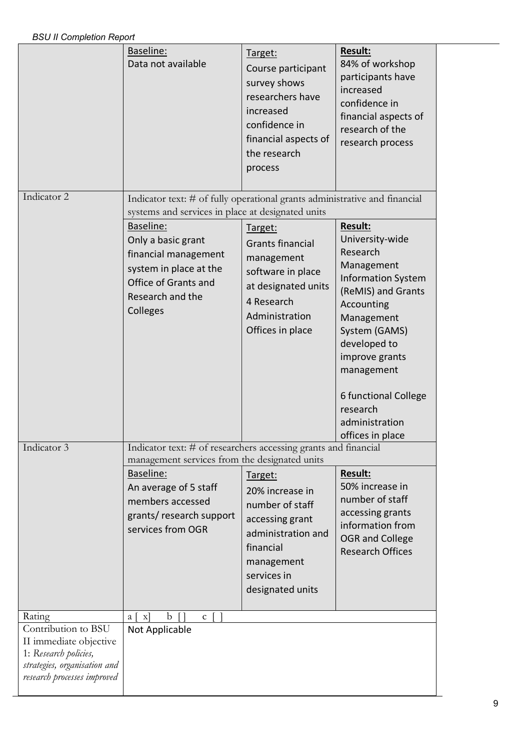| | | | |
|---|---|---|---|
| | **Baseline:**<br>Data not available | **Target:**<br>Course participant survey shows researchers have increased confidence in financial aspects of the research process | **Result:**<br>84% of workshop participants have increased confidence in financial aspects of research of the research process |
| Indicator 2 | Indicator text: # of fully operational grants administrative and financial systems and services in place at designated units | | |
| | **Baseline:**<br>Only a basic grant financial management system in place at the Office of Grants and Research and the Colleges | **Target:**<br>Grants financial management software in place at designated units<br>4 Research Administration Offices in place | **Result:**<br>University-wide Research Management Information System (ReMIS) and Grants Accounting Management System (GAMS) developed to improve grants management<br><br>6 functional College research administration offices in place |
| Indicator 3 | Indicator text: # of researchers accessing grants and financial management services from the designated units | | |
| | **Baseline:**<br>An average of 5 staff members accessed grants/ research support services from OGR | **Target:**<br>20% increase in number of staff accessing grant administration and financial management services in designated units | **Result:**<br>50% increase in number of staff accessing grants information from OGR and College Research Offices |
| Rating | a [ x]   b [ ]   c [ ] | | |
| Contribution to BSU II immediate objective 1: *Research policies, strategies, organisation and research processes improved* | Not Applicable | | |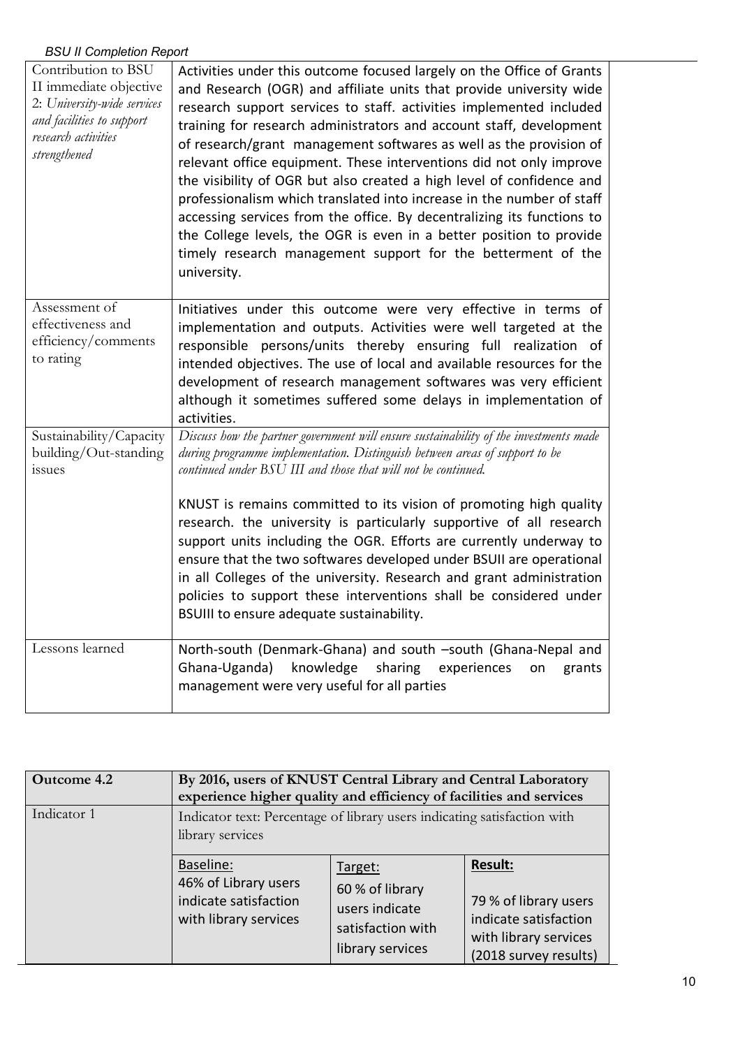| Contribution to BSU II immediate objective 2: *University-wide services and facilities to support research activities strengthened* | Activities under this outcome focused largely on the Office of Grants and Research (OGR) and affiliate units that provide university wide research support services to staff. activities implemented included training for research administrators and account staff, development of research/grant management softwares as well as the provision of relevant office equipment. These interventions did not only improve the visibility of OGR but also created a high level of confidence and professionalism which translated into increase in the number of staff accessing services from the office. By decentralizing its functions to the College levels, the OGR is even in a better position to provide timely research management support for the betterment of the university. |
|---|---|
| Assessment of effectiveness and efficiency/comments to rating | Initiatives under this outcome were very effective in terms of implementation and outputs. Activities were well targeted at the responsible persons/units thereby ensuring full realization of intended objectives. The use of local and available resources for the development of research management softwares was very efficient although it sometimes suffered some delays in implementation of activities. |
| Sustainability/Capacity building/Out-standing issues | *Discuss how the partner government will ensure sustainability of the investments made during programme implementation. Distinguish between areas of support to be continued under BSU III and those that will not be continued.*<br><br>KNUST is remains committed to its vision of promoting high quality research. the university is particularly supportive of all research support units including the OGR. Efforts are currently underway to ensure that the two softwares developed under BSUII are operational in all Colleges of the university. Research and grant administration policies to support these interventions shall be considered under BSUIII to ensure adequate sustainability. |
| Lessons learned | North-south (Denmark-Ghana) and south –south (Ghana-Nepal and Ghana-Uganda) knowledge sharing experiences on grants management were very useful for all parties |

| **Outcome 4.2** | **By 2016, users of KNUST Central Library and Central Laboratory experience higher quality and efficiency of facilities and services** | | |
|---|---|---|---|
| Indicator 1 | Indicator text: Percentage of library users indicating satisfaction with library services | | |
| | Baseline:<br>46% of Library users indicate satisfaction with library services | Target:<br>60 % of library users indicate satisfaction with library services | **Result:**<br>79 % of library users indicate satisfaction with library services (2018 survey results) |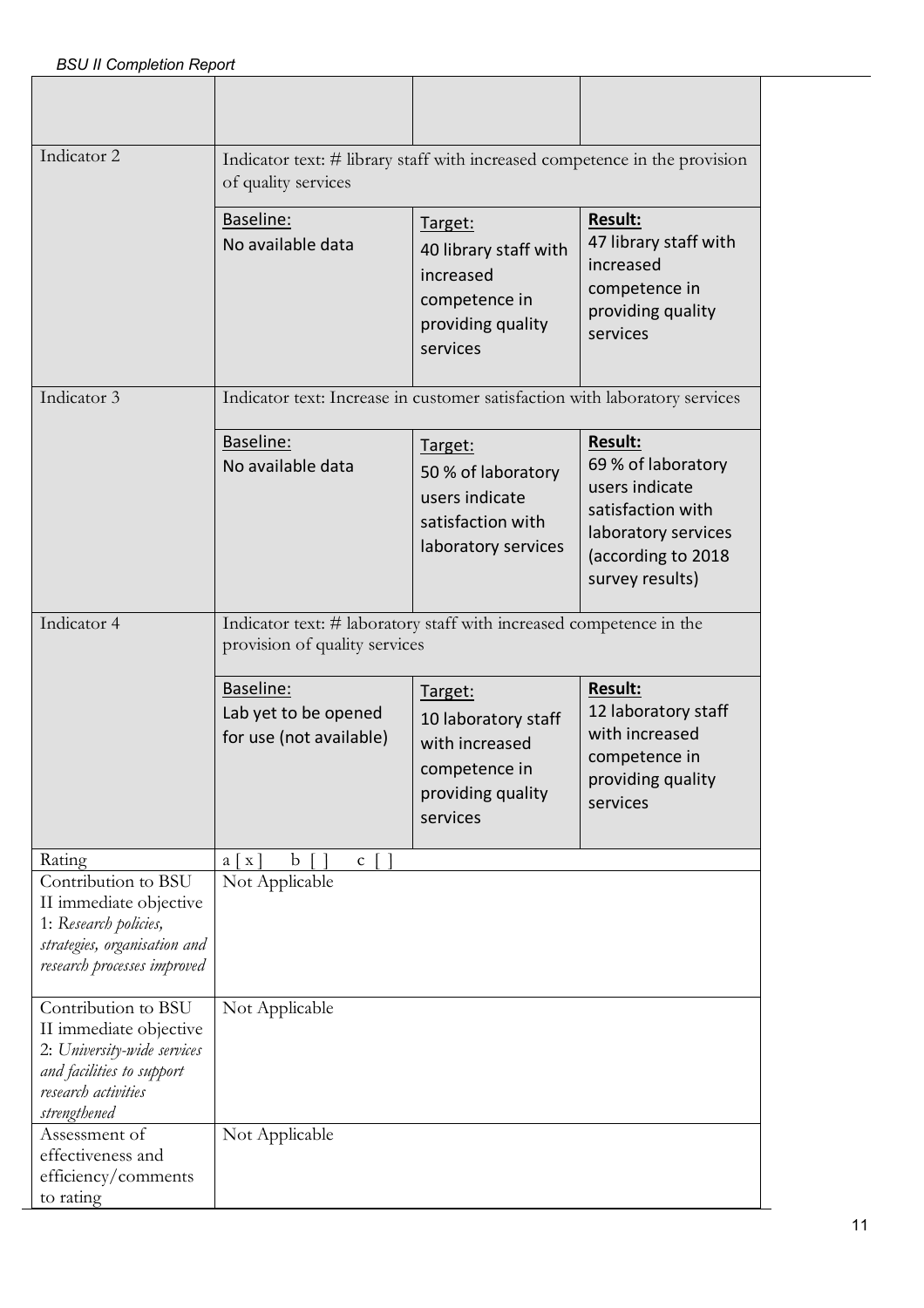| | | | |
|---|---|---|---|
| | | | |
| Indicator 2 | Indicator text: # library staff with increased competence in the provision of quality services | | |
| | Baseline:<br>No available data | Target:<br>40 library staff with increased competence in providing quality services | **Result:**<br>47 library staff with increased competence in providing quality services |
| Indicator 3 | Indicator text: Increase in customer satisfaction with laboratory services | | |
| | Baseline:<br>No available data | Target:<br>50 % of laboratory users indicate satisfaction with laboratory services | **Result:**<br>69 % of laboratory users indicate satisfaction with laboratory services (according to 2018 survey results) |
| Indicator 4 | Indicator text: # laboratory staff with increased competence in the provision of quality services | | |
| | Baseline:<br>Lab yet to be opened for use (not available) | Target:<br>10 laboratory staff with increased competence in providing quality services | **Result:**<br>12 laboratory staff with increased competence in providing quality services |
| Rating | a [ x ] b [ ] c [ ] | | |
| Contribution to BSU II immediate objective 1: *Research policies, strategies, organisation and research processes improved* | Not Applicable | | |
| Contribution to BSU II immediate objective 2: *University-wide services and facilities to support research activities strengthened* | Not Applicable | | |
| Assessment of effectiveness and efficiency/comments to rating | Not Applicable | | |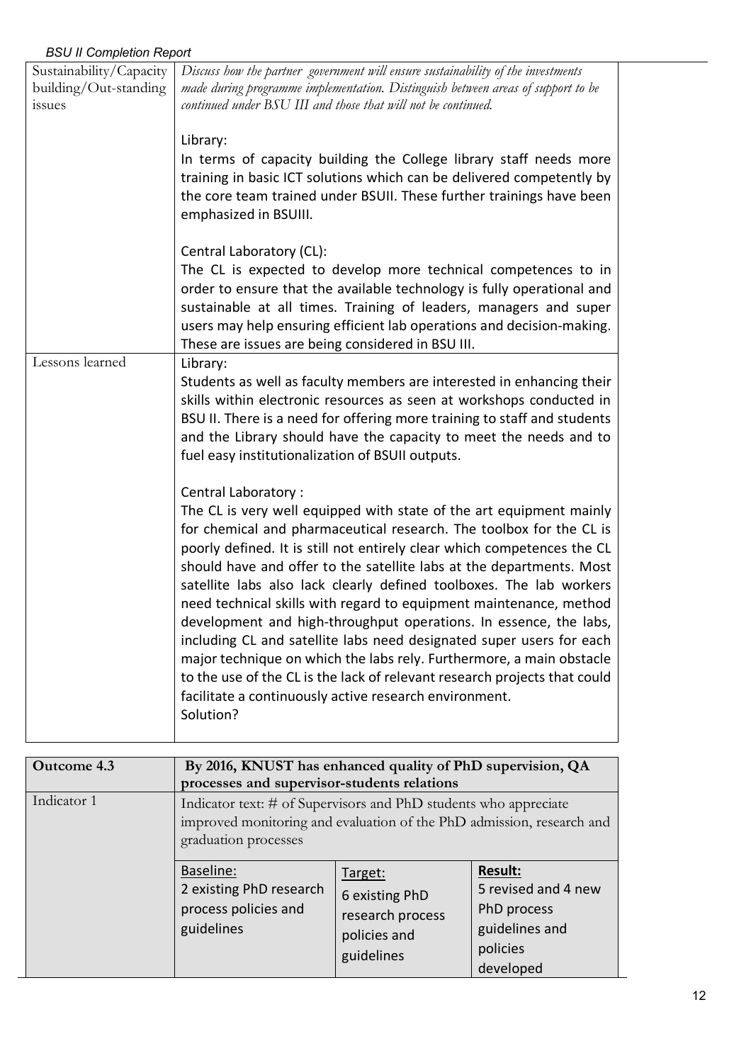| Sustainability/Capacity building/Out-standing issues | *Discuss how the partner government will ensure sustainability of the investments made during programme implementation. Distinguish between areas of support to be continued under BSU III and those that will not be continued.*<br><br>Library:<br>In terms of capacity building the College library staff needs more training in basic ICT solutions which can be delivered competently by the core team trained under BSUII. These further trainings have been emphasized in BSUIII.<br><br>Central Laboratory (CL):<br>The CL is expected to develop more technical competences to in order to ensure that the available technology is fully operational and sustainable at all times. Training of leaders, managers and super users may help ensuring efficient lab operations and decision-making. These are issues are being considered in BSU III. |
|---|---|
| Lessons learned | Library:<br>Students as well as faculty members are interested in enhancing their skills within electronic resources as seen at workshops conducted in BSU II. There is a need for offering more training to staff and students and the Library should have the capacity to meet the needs and to fuel easy institutionalization of BSUII outputs.<br><br>Central Laboratory :<br>The CL is very well equipped with state of the art equipment mainly for chemical and pharmaceutical research. The toolbox for the CL is poorly defined. It is still not entirely clear which competences the CL should have and offer to the satellite labs at the departments. Most satellite labs also lack clearly defined toolboxes. The lab workers need technical skills with regard to equipment maintenance, method development and high-throughput operations. In essence, the labs, including CL and satellite labs need designated super users for each major technique on which the labs rely. Furthermore, a main obstacle to the use of the CL is the lack of relevant research projects that could facilitate a continuously active research environment.<br>Solution? |

| **Outcome 4.3** | **By 2016, KNUST has enhanced quality of PhD supervision, QA processes and supervisor-students relations** | | |
|---|---|---|---|
| Indicator 1 | Indicator text: # of Supervisors and PhD students who appreciate improved monitoring and evaluation of the PhD admission, research and graduation processes | | |
| | Baseline:<br>2 existing PhD research process policies and guidelines | Target:<br>6 existing PhD research process policies and guidelines | **Result:**<br>5 revised and 4 new PhD process guidelines and policies developed |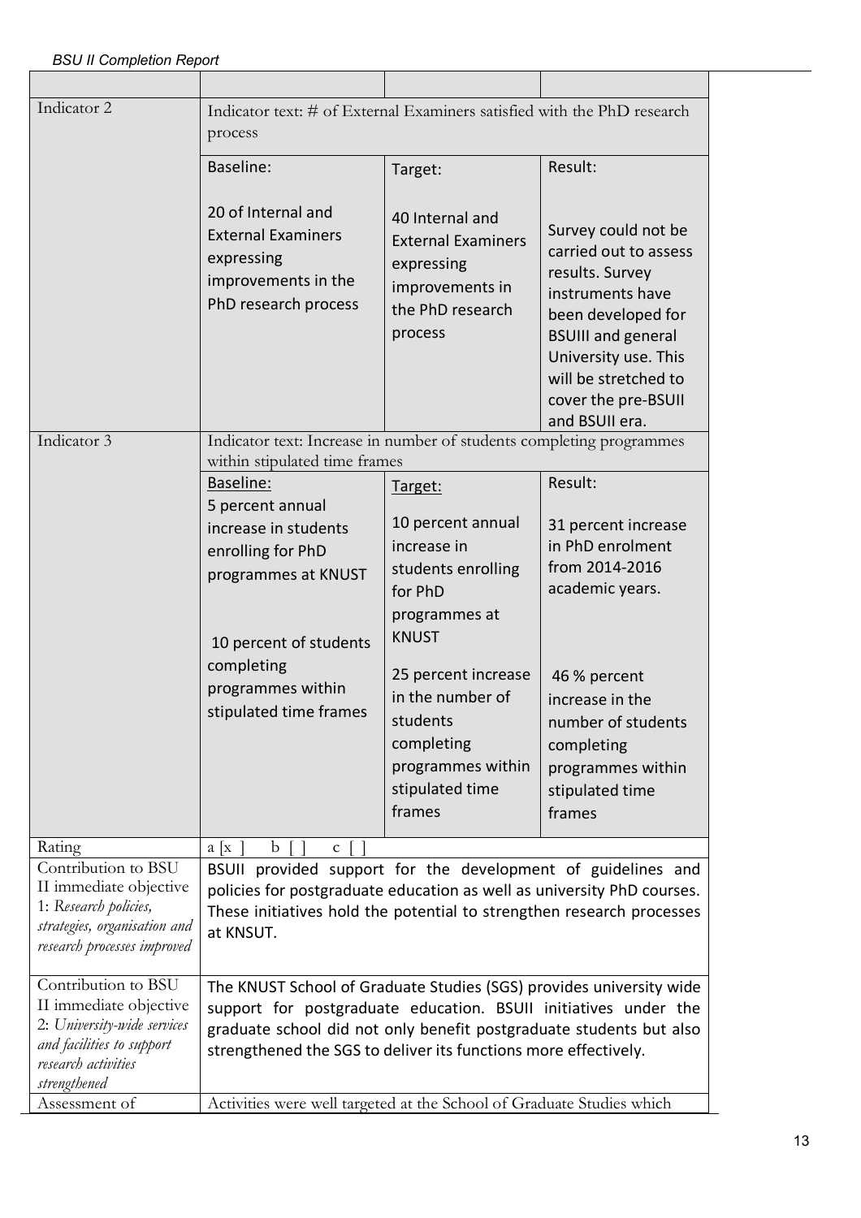| | | | |
|---|---|---|---|
| Indicator 2 | Indicator text: # of External Examiners satisfied with the PhD research process | | |
| | Baseline:<br><br>20 of Internal and External Examiners expressing improvements in the PhD research process | Target:<br><br>40 Internal and External Examiners expressing improvements in the PhD research process | Result:<br><br>Survey could not be carried out to assess results. Survey instruments have been developed for BSUIII and general University use. This will be stretched to cover the pre-BSUII and BSUII era. |
| Indicator 3 | Indicator text: Increase in number of students completing programmes within stipulated time frames | | |
| | Baseline:<br>5 percent annual increase in students enrolling for PhD programmes at KNUST<br><br>10 percent of students completing programmes within stipulated time frames | Target:<br><br>10 percent annual increase in students enrolling for PhD programmes at KNUST<br><br>25 percent increase in the number of students completing programmes within stipulated time frames | Result:<br><br>31 percent increase in PhD enrolment from 2014-2016 academic years.<br><br>46 % percent increase in the number of students completing programmes within stipulated time frames |
| Rating | a [x ] b [ ] c [ ] | | |
| Contribution to BSU II immediate objective 1: *Research policies, strategies, organisation and research processes improved* | BSUII provided support for the development of guidelines and policies for postgraduate education as well as university PhD courses. These initiatives hold the potential to strengthen research processes at KNSUT. | | |
| Contribution to BSU II immediate objective 2: *University-wide services and facilities to support research activities strengthened* | The KNUST School of Graduate Studies (SGS) provides university wide support for postgraduate education. BSUII initiatives under the graduate school did not only benefit postgraduate students but also strengthened the SGS to deliver its functions more effectively. | | |
| Assessment of | Activities were well targeted at the School of Graduate Studies which | | |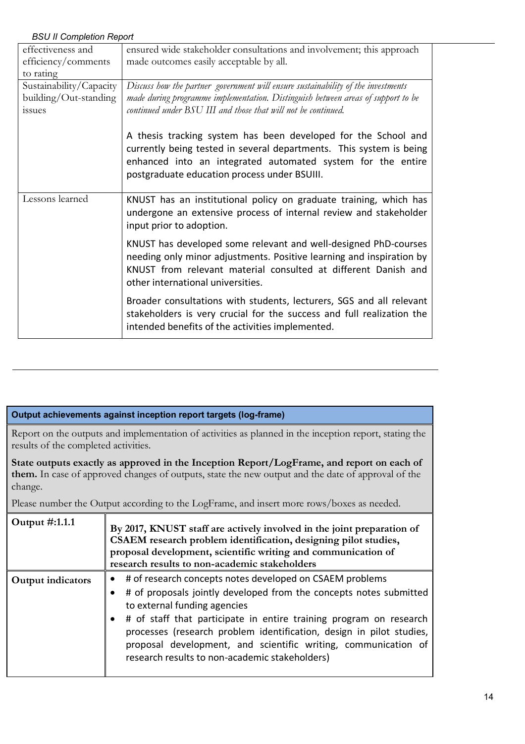| | |
|---|---|
| effectiveness and efficiency/comments to rating | ensured wide stakeholder consultations and involvement; this approach made outcomes easily acceptable by all. |
| Sustainability/Capacity building/Out-standing issues | *Discuss how the partner government will ensure sustainability of the investments made during programme implementation. Distinguish between areas of support to be continued under BSU III and those that will not be continued.*<br><br>A thesis tracking system has been developed for the School and currently being tested in several departments. This system is being enhanced into an integrated automated system for the entire postgraduate education process under BSUIII. |
| Lessons learned | KNUST has an institutional policy on graduate training, which has undergone an extensive process of internal review and stakeholder input prior to adoption.<br><br>KNUST has developed some relevant and well-designed PhD-courses needing only minor adjustments. Positive learning and inspiration by KNUST from relevant material consulted at different Danish and other international universities.<br><br>Broader consultations with students, lecturers, SGS and all relevant stakeholders is very crucial for the success and full realization the intended benefits of the activities implemented. |

---

| **Output achievements against inception report targets (log-frame)** | |
|---|---|
| Report on the outputs and implementation of activities as planned in the inception report, stating the results of the completed activities.<br><br>**State outputs exactly as approved in the Inception Report/LogFrame, and report on each of them.** In case of approved changes of outputs, state the new output and the date of approval of the change.<br><br>Please number the Output according to the LogFrame, and insert more rows/boxes as needed. | |
| **Output #:1.1.1** | **By 2017, KNUST staff are actively involved in the joint preparation of CSAEM research problem identification, designing pilot studies, proposal development, scientific writing and communication of research results to non-academic stakeholders** |
| **Output indicators** | • # of research concepts notes developed on CSAEM problems<br>• # of proposals jointly developed from the concepts notes submitted to external funding agencies<br>• # of staff that participate in entire training program on research processes (research problem identification, design in pilot studies, proposal development, and scientific writing, communication of research results to non-academic stakeholders) |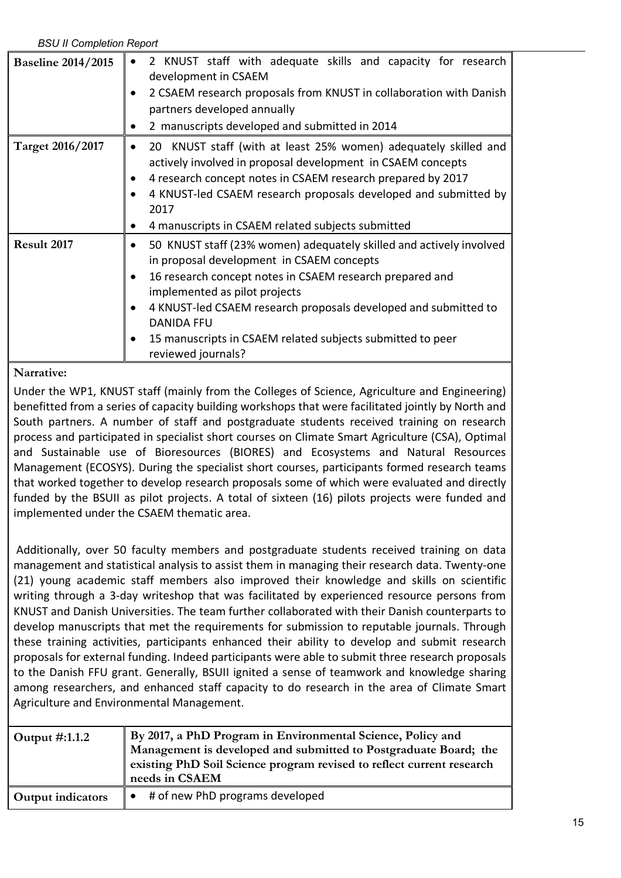| | |
|---|---|
| **Baseline 2014/2015** | • 2 KNUST staff with adequate skills and capacity for research development in CSAEM<br>• 2 CSAEM research proposals from KNUST in collaboration with Danish partners developed annually<br>• 2 manuscripts developed and submitted in 2014 |
| **Target 2016/2017** | • 20 KNUST staff (with at least 25% women) adequately skilled and actively involved in proposal development in CSAEM concepts<br>• 4 research concept notes in CSAEM research prepared by 2017<br>• 4 KNUST-led CSAEM research proposals developed and submitted by 2017<br>• 4 manuscripts in CSAEM related subjects submitted |
| **Result 2017** | • 50 KNUST staff (23% women) adequately skilled and actively involved in proposal development in CSAEM concepts<br>• 16 research concept notes in CSAEM research prepared and implemented as pilot projects<br>• 4 KNUST-led CSAEM research proposals developed and submitted to DANIDA FFU<br>• 15 manuscripts in CSAEM related subjects submitted to peer reviewed journals? |

**Narrative:**

Under the WP1, KNUST staff (mainly from the Colleges of Science, Agriculture and Engineering) benefitted from a series of capacity building workshops that were facilitated jointly by North and South partners. A number of staff and postgraduate students received training on research process and participated in specialist short courses on Climate Smart Agriculture (CSA), Optimal and Sustainable use of Bioresources (BIORES) and Ecosystems and Natural Resources Management (ECOSYS). During the specialist short courses, participants formed research teams that worked together to develop research proposals some of which were evaluated and directly funded by the BSUII as pilot projects. A total of sixteen (16) pilots projects were funded and implemented under the CSAEM thematic area.

Additionally, over 50 faculty members and postgraduate students received training on data management and statistical analysis to assist them in managing their research data. Twenty-one (21) young academic staff members also improved their knowledge and skills on scientific writing through a 3-day writeshop that was facilitated by experienced resource persons from KNUST and Danish Universities. The team further collaborated with their Danish counterparts to develop manuscripts that met the requirements for submission to reputable journals. Through these training activities, participants enhanced their ability to develop and submit research proposals for external funding. Indeed participants were able to submit three research proposals to the Danish FFU grant. Generally, BSUII ignited a sense of teamwork and knowledge sharing among researchers, and enhanced staff capacity to do research in the area of Climate Smart Agriculture and Environmental Management.

| | |
|---|---|
| **Output #:1.1.2** | **By 2017, a PhD Program in Environmental Science, Policy and Management is developed and submitted to Postgraduate Board; the existing PhD Soil Science program revised to reflect current research needs in CSAEM** |
| **Output indicators** | • # of new PhD programs developed |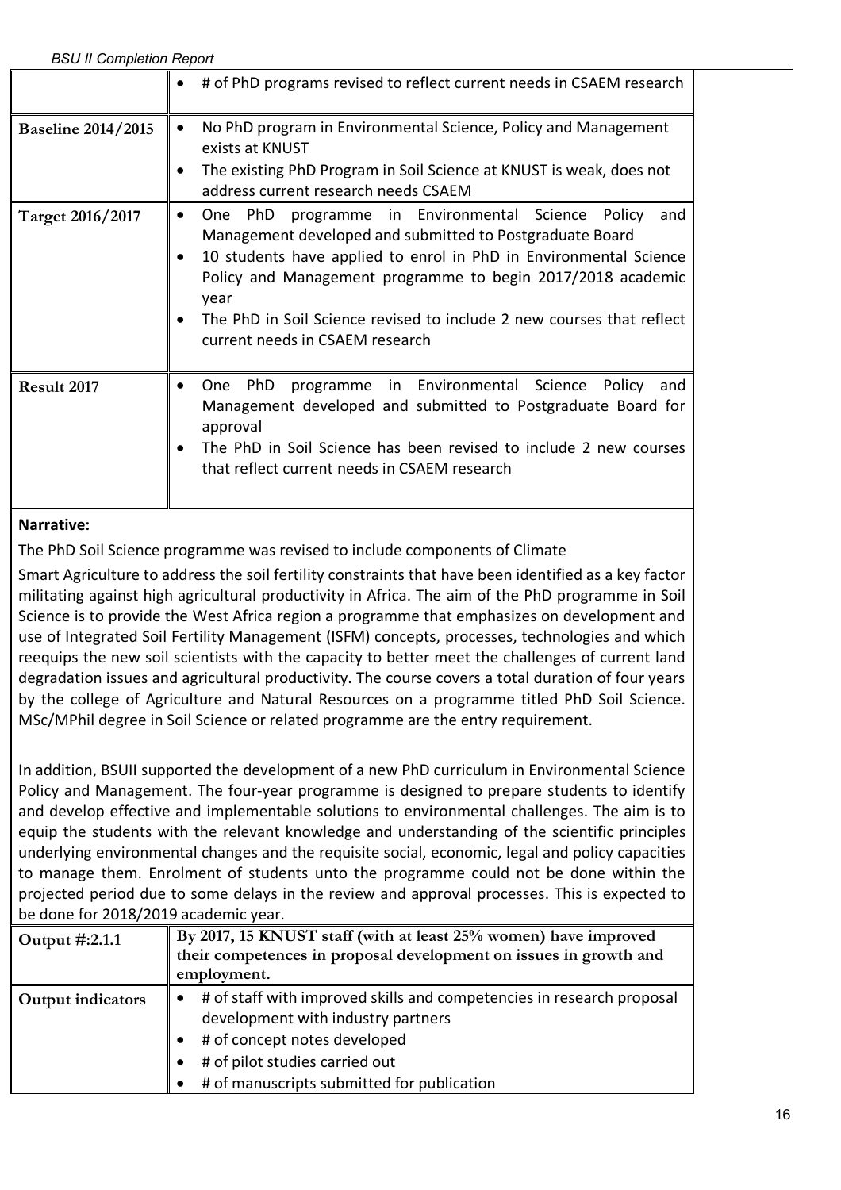| | |
|---|---|
| | • # of PhD programs revised to reflect current needs in CSAEM research |
| **Baseline 2014/2015** | • No PhD program in Environmental Science, Policy and Management exists at KNUST<br>• The existing PhD Program in Soil Science at KNUST is weak, does not address current research needs CSAEM |
| **Target 2016/2017** | • One PhD programme in Environmental Science Policy and Management developed and submitted to Postgraduate Board<br>• 10 students have applied to enrol in PhD in Environmental Science Policy and Management programme to begin 2017/2018 academic year<br>• The PhD in Soil Science revised to include 2 new courses that reflect current needs in CSAEM research |
| **Result 2017** | • One PhD programme in Environmental Science Policy and Management developed and submitted to Postgraduate Board for approval<br>• The PhD in Soil Science has been revised to include 2 new courses that reflect current needs in CSAEM research |

**Narrative:**

The PhD Soil Science programme was revised to include components of Climate Smart Agriculture to address the soil fertility constraints that have been identified as a key factor militating against high agricultural productivity in Africa. The aim of the PhD programme in Soil Science is to provide the West Africa region a programme that emphasizes on development and use of Integrated Soil Fertility Management (ISFM) concepts, processes, technologies and which reequips the new soil scientists with the capacity to better meet the challenges of current land degradation issues and agricultural productivity. The course covers a total duration of four years by the college of Agriculture and Natural Resources on a programme titled PhD Soil Science. MSc/MPhil degree in Soil Science or related programme are the entry requirement.

In addition, BSUII supported the development of a new PhD curriculum in Environmental Science Policy and Management. The four-year programme is designed to prepare students to identify and develop effective and implementable solutions to environmental challenges. The aim is to equip the students with the relevant knowledge and understanding of the scientific principles underlying environmental changes and the requisite social, economic, legal and policy capacities to manage them. Enrolment of students unto the programme could not be done within the projected period due to some delays in the review and approval processes. This is expected to be done for 2018/2019 academic year.

| | |
|---|---|
| **Output #:2.1.1** | **By 2017, 15 KNUST staff (with at least 25% women) have improved their competences in proposal development on issues in growth and employment.** |
| **Output indicators** | • # of staff with improved skills and competencies in research proposal development with industry partners<br>• # of concept notes developed<br>• # of pilot studies carried out<br>• # of manuscripts submitted for publication |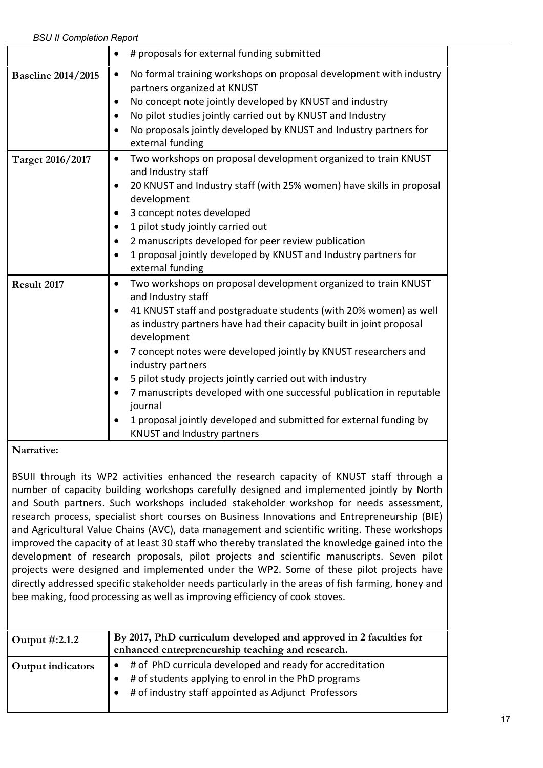| | |
|---|---|
| | • # proposals for external funding submitted |
| **Baseline 2014/2015** | • No formal training workshops on proposal development with industry partners organized at KNUST<br>• No concept note jointly developed by KNUST and industry<br>• No pilot studies jointly carried out by KNUST and Industry<br>• No proposals jointly developed by KNUST and Industry partners for external funding |
| **Target 2016/2017** | • Two workshops on proposal development organized to train KNUST and Industry staff<br>• 20 KNUST and Industry staff (with 25% women) have skills in proposal development<br>• 3 concept notes developed<br>• 1 pilot study jointly carried out<br>• 2 manuscripts developed for peer review publication<br>• 1 proposal jointly developed by KNUST and Industry partners for external funding |
| **Result 2017** | • Two workshops on proposal development organized to train KNUST and Industry staff<br>• 41 KNUST staff and postgraduate students (with 20% women) as well as industry partners have had their capacity built in joint proposal development<br>• 7 concept notes were developed jointly by KNUST researchers and industry partners<br>• 5 pilot study projects jointly carried out with industry<br>• 7 manuscripts developed with one successful publication in reputable journal<br>• 1 proposal jointly developed and submitted for external funding by KNUST and Industry partners |

**Narrative:**

BSUII through its WP2 activities enhanced the research capacity of KNUST staff through a number of capacity building workshops carefully designed and implemented jointly by North and South partners. Such workshops included stakeholder workshop for needs assessment, research process, specialist short courses on Business Innovations and Entrepreneurship (BIE) and Agricultural Value Chains (AVC), data management and scientific writing. These workshops improved the capacity of at least 30 staff who thereby translated the knowledge gained into the development of research proposals, pilot projects and scientific manuscripts. Seven pilot projects were designed and implemented under the WP2. Some of these pilot projects have directly addressed specific stakeholder needs particularly in the areas of fish farming, honey and bee making, food processing as well as improving efficiency of cook stoves.

| | |
|---|---|
| **Output #:2.1.2** | **By 2017, PhD curriculum developed and approved in 2 faculties for enhanced entrepreneurship teaching and research.** |
| **Output indicators** | • # of PhD curricula developed and ready for accreditation<br>• # of students applying to enrol in the PhD programs<br>• # of industry staff appointed as Adjunct Professors |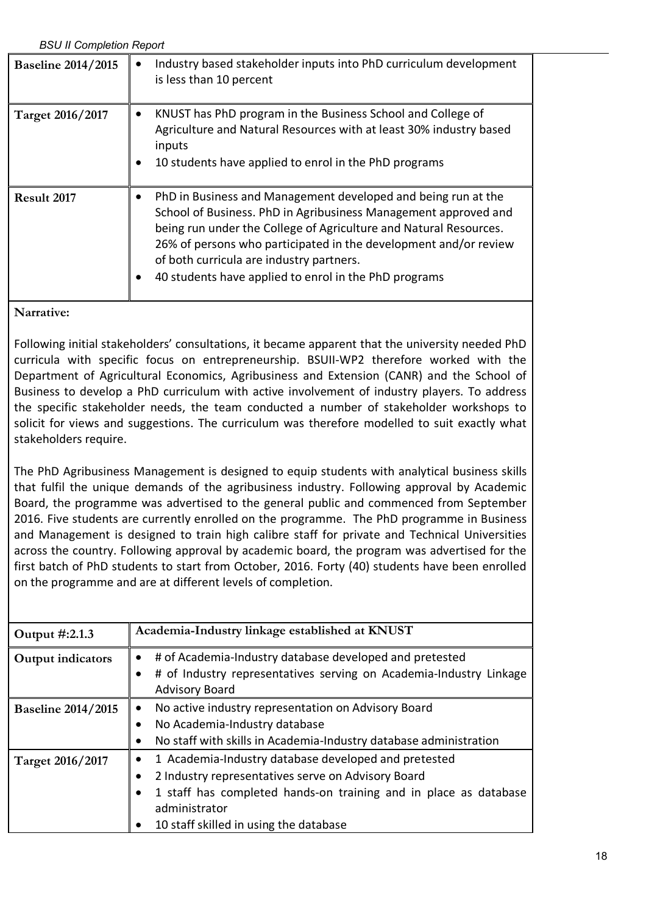| | |
|---|---|
| **Baseline 2014/2015** | • Industry based stakeholder inputs into PhD curriculum development is less than 10 percent |
| **Target 2016/2017** | • KNUST has PhD program in the Business School and College of Agriculture and Natural Resources with at least 30% industry based inputs<br>• 10 students have applied to enrol in the PhD programs |
| **Result 2017** | • PhD in Business and Management developed and being run at the School of Business. PhD in Agribusiness Management approved and being run under the College of Agriculture and Natural Resources. 26% of persons who participated in the development and/or review of both curricula are industry partners.<br>• 40 students have applied to enrol in the PhD programs |

**Narrative:**

Following initial stakeholders' consultations, it became apparent that the university needed PhD curricula with specific focus on entrepreneurship. BSUII-WP2 therefore worked with the Department of Agricultural Economics, Agribusiness and Extension (CANR) and the School of Business to develop a PhD curriculum with active involvement of industry players. To address the specific stakeholder needs, the team conducted a number of stakeholder workshops to solicit for views and suggestions. The curriculum was therefore modelled to suit exactly what stakeholders require.

The PhD Agribusiness Management is designed to equip students with analytical business skills that fulfil the unique demands of the agribusiness industry. Following approval by Academic Board, the programme was advertised to the general public and commenced from September 2016. Five students are currently enrolled on the programme. The PhD programme in Business and Management is designed to train high calibre staff for private and Technical Universities across the country. Following approval by academic board, the program was advertised for the first batch of PhD students to start from October, 2016. Forty (40) students have been enrolled on the programme and are at different levels of completion.

| **Output #:2.1.3** | **Academia-Industry linkage established at KNUST** |
|---|---|
| **Output indicators** | • # of Academia-Industry database developed and pretested<br>• # of Industry representatives serving on Academia-Industry Linkage Advisory Board |
| **Baseline 2014/2015** | • No active industry representation on Advisory Board<br>• No Academia-Industry database<br>• No staff with skills in Academia-Industry database administration |
| **Target 2016/2017** | • 1 Academia-Industry database developed and pretested<br>• 2 Industry representatives serve on Advisory Board<br>• 1 staff has completed hands-on training and in place as database administrator<br>• 10 staff skilled in using the database |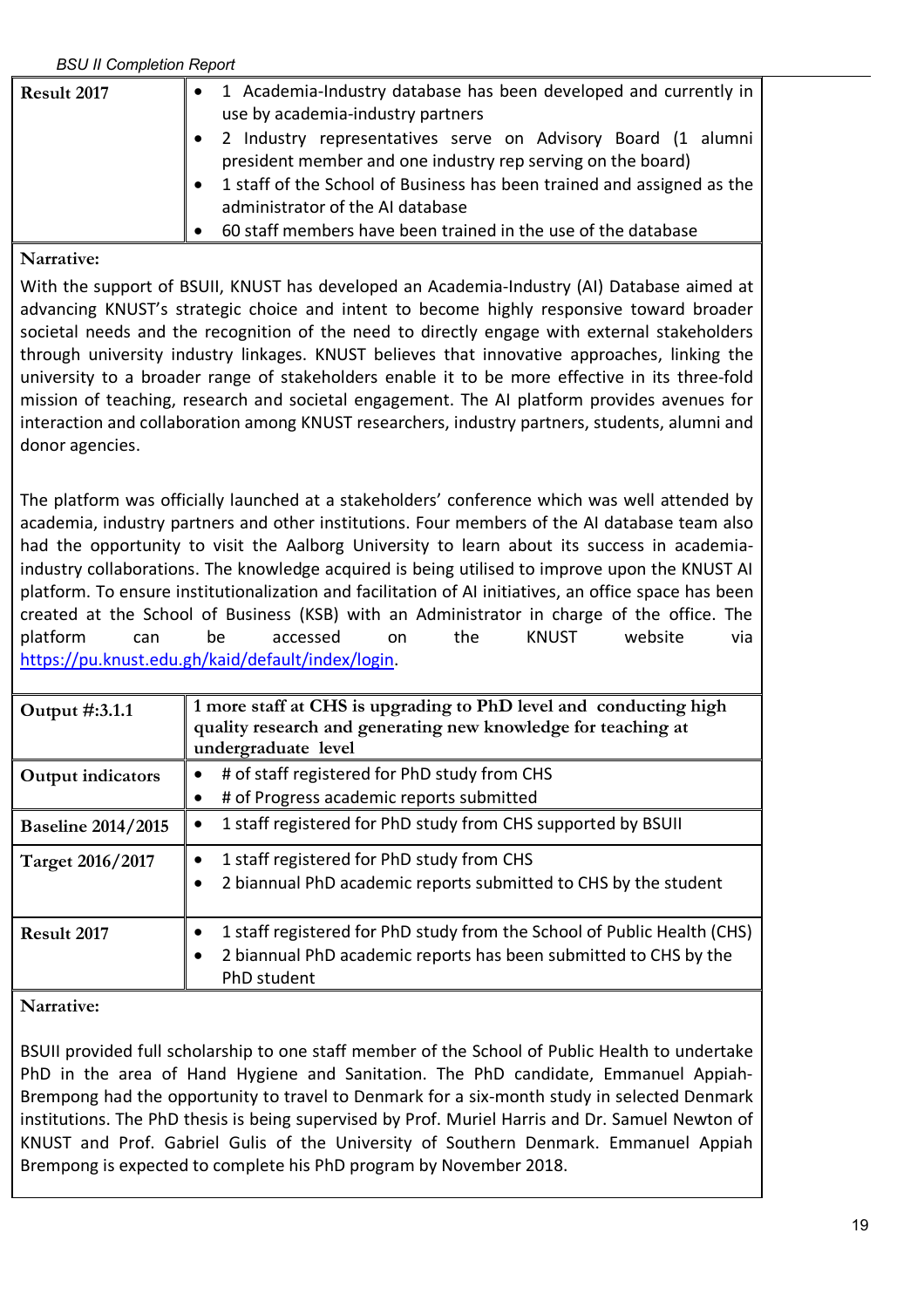| Result 2017 | • 1 Academia-Industry database has been developed and currently in use by academia-industry partners<br>• 2 Industry representatives serve on Advisory Board (1 alumni president member and one industry rep serving on the board)<br>• 1 staff of the School of Business has been trained and assigned as the administrator of the AI database<br>• 60 staff members have been trained in the use of the database |
|---|---|

**Narrative:**

With the support of BSUII, KNUST has developed an Academia-Industry (AI) Database aimed at advancing KNUST's strategic choice and intent to become highly responsive toward broader societal needs and the recognition of the need to directly engage with external stakeholders through university industry linkages. KNUST believes that innovative approaches, linking the university to a broader range of stakeholders enable it to be more effective in its three-fold mission of teaching, research and societal engagement. The AI platform provides avenues for interaction and collaboration among KNUST researchers, industry partners, students, alumni and donor agencies.

The platform was officially launched at a stakeholders' conference which was well attended by academia, industry partners and other institutions. Four members of the AI database team also had the opportunity to visit the Aalborg University to learn about its success in academia-industry collaborations. The knowledge acquired is being utilised to improve upon the KNUST AI platform. To ensure institutionalization and facilitation of AI initiatives, an office space has been created at the School of Business (KSB) with an Administrator in charge of the office. The platform can be accessed on the KNUST website via https://pu.knust.edu.gh/kaid/default/index/login.

| Output #:3.1.1 | **1 more staff at CHS is upgrading to PhD level and conducting high quality research and generating new knowledge for teaching at undergraduate level** |
|---|---|
| Output indicators | • # of staff registered for PhD study from CHS<br>• # of Progress academic reports submitted |
| Baseline 2014/2015 | • 1 staff registered for PhD study from CHS supported by BSUII |
| Target 2016/2017 | • 1 staff registered for PhD study from CHS<br>• 2 biannual PhD academic reports submitted to CHS by the student |
| Result 2017 | • 1 staff registered for PhD study from the School of Public Health (CHS)<br>• 2 biannual PhD academic reports has been submitted to CHS by the PhD student |

**Narrative:**

BSUII provided full scholarship to one staff member of the School of Public Health to undertake PhD in the area of Hand Hygiene and Sanitation. The PhD candidate, Emmanuel Appiah-Brempong had the opportunity to travel to Denmark for a six-month study in selected Denmark institutions. The PhD thesis is being supervised by Prof. Muriel Harris and Dr. Samuel Newton of KNUST and Prof. Gabriel Gulis of the University of Southern Denmark. Emmanuel Appiah Brempong is expected to complete his PhD program by November 2018.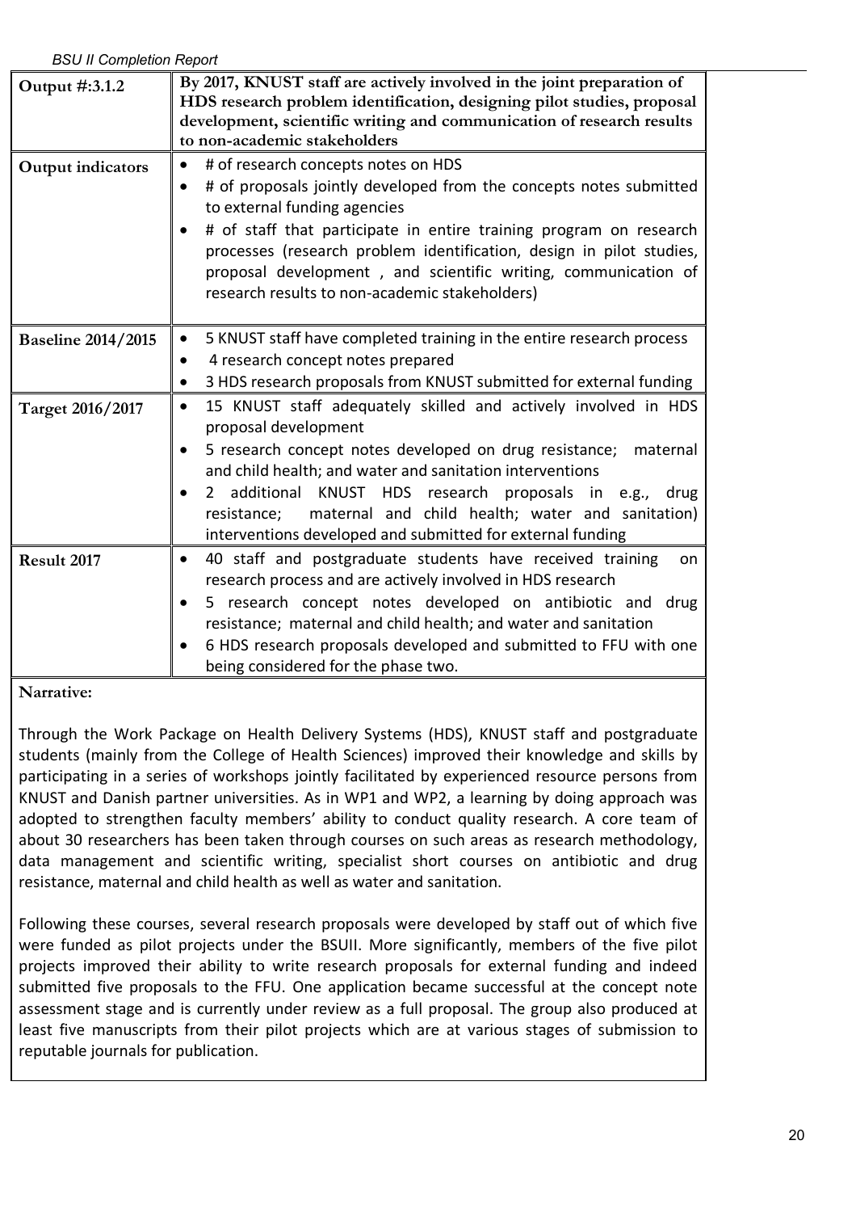| Output #:3.1.2 | By 2017, KNUST staff are actively involved in the joint preparation of HDS research problem identification, designing pilot studies, proposal development, scientific writing and communication of research results to non-academic stakeholders |
| --- | --- |
| **Output indicators** | • # of research concepts notes on HDS<br>• # of proposals jointly developed from the concepts notes submitted to external funding agencies<br>• # of staff that participate in entire training program on research processes (research problem identification, design in pilot studies, proposal development , and scientific writing, communication of research results to non-academic stakeholders) |
| **Baseline 2014/2015** | • 5 KNUST staff have completed training in the entire research process<br>• 4 research concept notes prepared<br>• 3 HDS research proposals from KNUST submitted for external funding |
| **Target 2016/2017** | • 15 KNUST staff adequately skilled and actively involved in HDS proposal development<br>• 5 research concept notes developed on drug resistance; maternal and child health; and water and sanitation interventions<br>• 2 additional KNUST HDS research proposals in e.g., drug resistance; maternal and child health; water and sanitation) interventions developed and submitted for external funding |
| **Result 2017** | • 40 staff and postgraduate students have received training on research process and are actively involved in HDS research<br>• 5 research concept notes developed on antibiotic and drug resistance; maternal and child health; and water and sanitation<br>• 6 HDS research proposals developed and submitted to FFU with one being considered for the phase two. |

**Narrative:**

Through the Work Package on Health Delivery Systems (HDS), KNUST staff and postgraduate students (mainly from the College of Health Sciences) improved their knowledge and skills by participating in a series of workshops jointly facilitated by experienced resource persons from KNUST and Danish partner universities. As in WP1 and WP2, a learning by doing approach was adopted to strengthen faculty members' ability to conduct quality research. A core team of about 30 researchers has been taken through courses on such areas as research methodology, data management and scientific writing, specialist short courses on antibiotic and drug resistance, maternal and child health as well as water and sanitation.

Following these courses, several research proposals were developed by staff out of which five were funded as pilot projects under the BSUII. More significantly, members of the five pilot projects improved their ability to write research proposals for external funding and indeed submitted five proposals to the FFU. One application became successful at the concept note assessment stage and is currently under review as a full proposal. The group also produced at least five manuscripts from their pilot projects which are at various stages of submission to reputable journals for publication.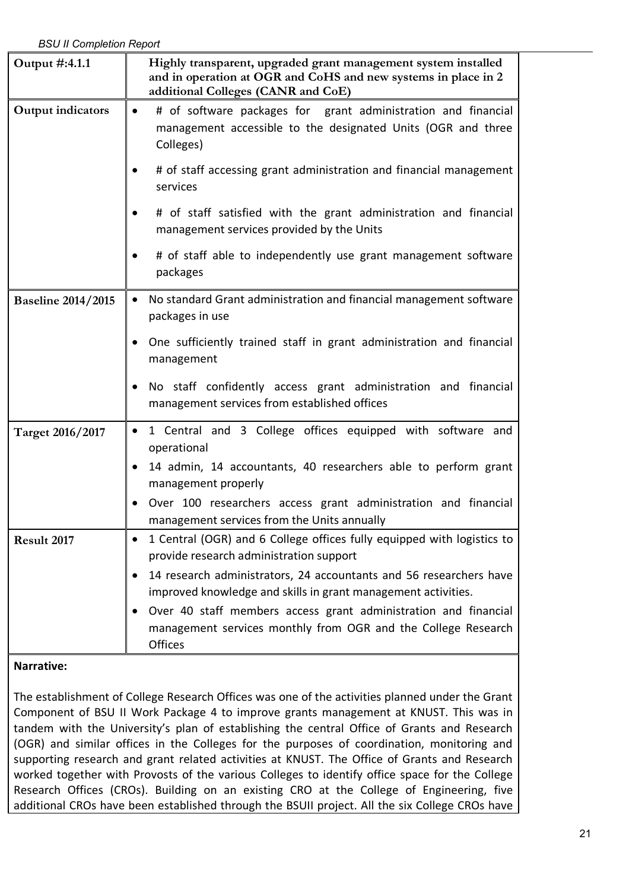| Output #:4.1.1 | Highly transparent, upgraded grant management system installed and in operation at OGR and CoHS and new systems in place in 2 additional Colleges (CANR and CoE) |
|---|---|
| Output indicators | • # of software packages for grant administration and financial management accessible to the designated Units (OGR and three Colleges)<br>• # of staff accessing grant administration and financial management services<br>• # of staff satisfied with the grant administration and financial management services provided by the Units<br>• # of staff able to independently use grant management software packages |
| Baseline 2014/2015 | • No standard Grant administration and financial management software packages in use<br>• One sufficiently trained staff in grant administration and financial management<br>• No staff confidently access grant administration and financial management services from established offices |
| Target 2016/2017 | • 1 Central and 3 College offices equipped with software and operational<br>• 14 admin, 14 accountants, 40 researchers able to perform grant management properly<br>• Over 100 researchers access grant administration and financial management services from the Units annually |
| Result 2017 | • 1 Central (OGR) and 6 College offices fully equipped with logistics to provide research administration support<br>• 14 research administrators, 24 accountants and 56 researchers have improved knowledge and skills in grant management activities.<br>• Over 40 staff members access grant administration and financial management services monthly from OGR and the College Research Offices |

**Narrative:**

The establishment of College Research Offices was one of the activities planned under the Grant Component of BSU II Work Package 4 to improve grants management at KNUST. This was in tandem with the University's plan of establishing the central Office of Grants and Research (OGR) and similar offices in the Colleges for the purposes of coordination, monitoring and supporting research and grant related activities at KNUST. The Office of Grants and Research worked together with Provosts of the various Colleges to identify office space for the College Research Offices (CROs). Building on an existing CRO at the College of Engineering, five additional CROs have been established through the BSUII project. All the six College CROs have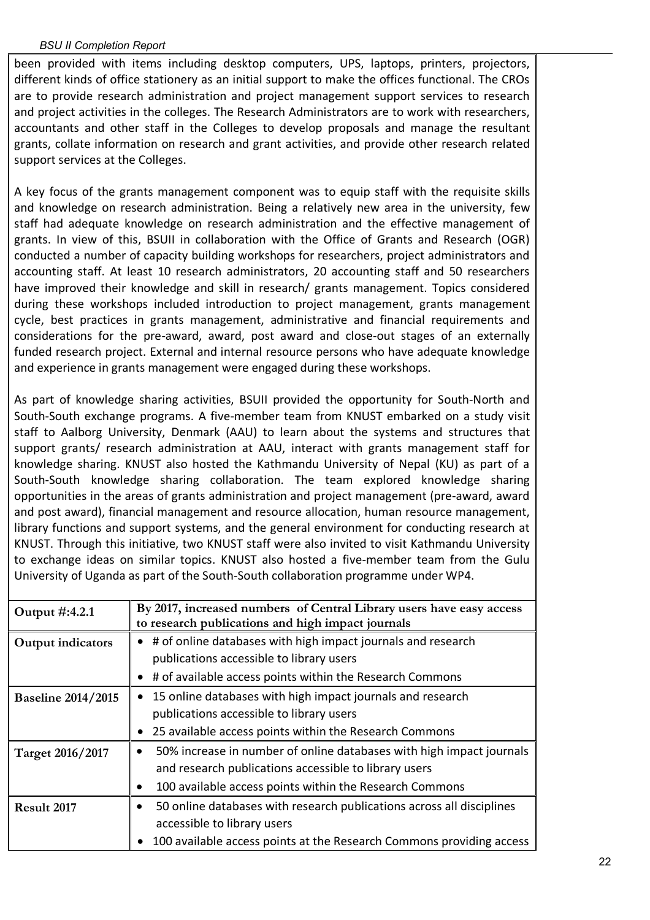been provided with items including desktop computers, UPS, laptops, printers, projectors, different kinds of office stationery as an initial support to make the offices functional. The CROs are to provide research administration and project management support services to research and project activities in the colleges. The Research Administrators are to work with researchers, accountants and other staff in the Colleges to develop proposals and manage the resultant grants, collate information on research and grant activities, and provide other research related support services at the Colleges.

A key focus of the grants management component was to equip staff with the requisite skills and knowledge on research administration. Being a relatively new area in the university, few staff had adequate knowledge on research administration and the effective management of grants. In view of this, BSUII in collaboration with the Office of Grants and Research (OGR) conducted a number of capacity building workshops for researchers, project administrators and accounting staff. At least 10 research administrators, 20 accounting staff and 50 researchers have improved their knowledge and skill in research/ grants management. Topics considered during these workshops included introduction to project management, grants management cycle, best practices in grants management, administrative and financial requirements and considerations for the pre-award, award, post award and close-out stages of an externally funded research project. External and internal resource persons who have adequate knowledge and experience in grants management were engaged during these workshops.

As part of knowledge sharing activities, BSUII provided the opportunity for South-North and South-South exchange programs. A five-member team from KNUST embarked on a study visit staff to Aalborg University, Denmark (AAU) to learn about the systems and structures that support grants/ research administration at AAU, interact with grants management staff for knowledge sharing. KNUST also hosted the Kathmandu University of Nepal (KU) as part of a South-South knowledge sharing collaboration. The team explored knowledge sharing opportunities in the areas of grants administration and project management (pre-award, award and post award), financial management and resource allocation, human resource management, library functions and support systems, and the general environment for conducting research at KNUST. Through this initiative, two KNUST staff were also invited to visit Kathmandu University to exchange ideas on similar topics. KNUST also hosted a five-member team from the Gulu University of Uganda as part of the South-South collaboration programme under WP4.

| **Output #:4.2.1** | **By 2017, increased numbers of Central Library users have easy access to research publications and high impact journals** |
|---|---|
| **Output indicators** | • # of online databases with high impact journals and research publications accessible to library users<br>• # of available access points within the Research Commons |
| **Baseline 2014/2015** | • 15 online databases with high impact journals and research publications accessible to library users<br>• 25 available access points within the Research Commons |
| **Target 2016/2017** | • 50% increase in number of online databases with high impact journals and research publications accessible to library users<br>• 100 available access points within the Research Commons |
| **Result 2017** | • 50 online databases with research publications across all disciplines accessible to library users<br>• 100 available access points at the Research Commons providing access |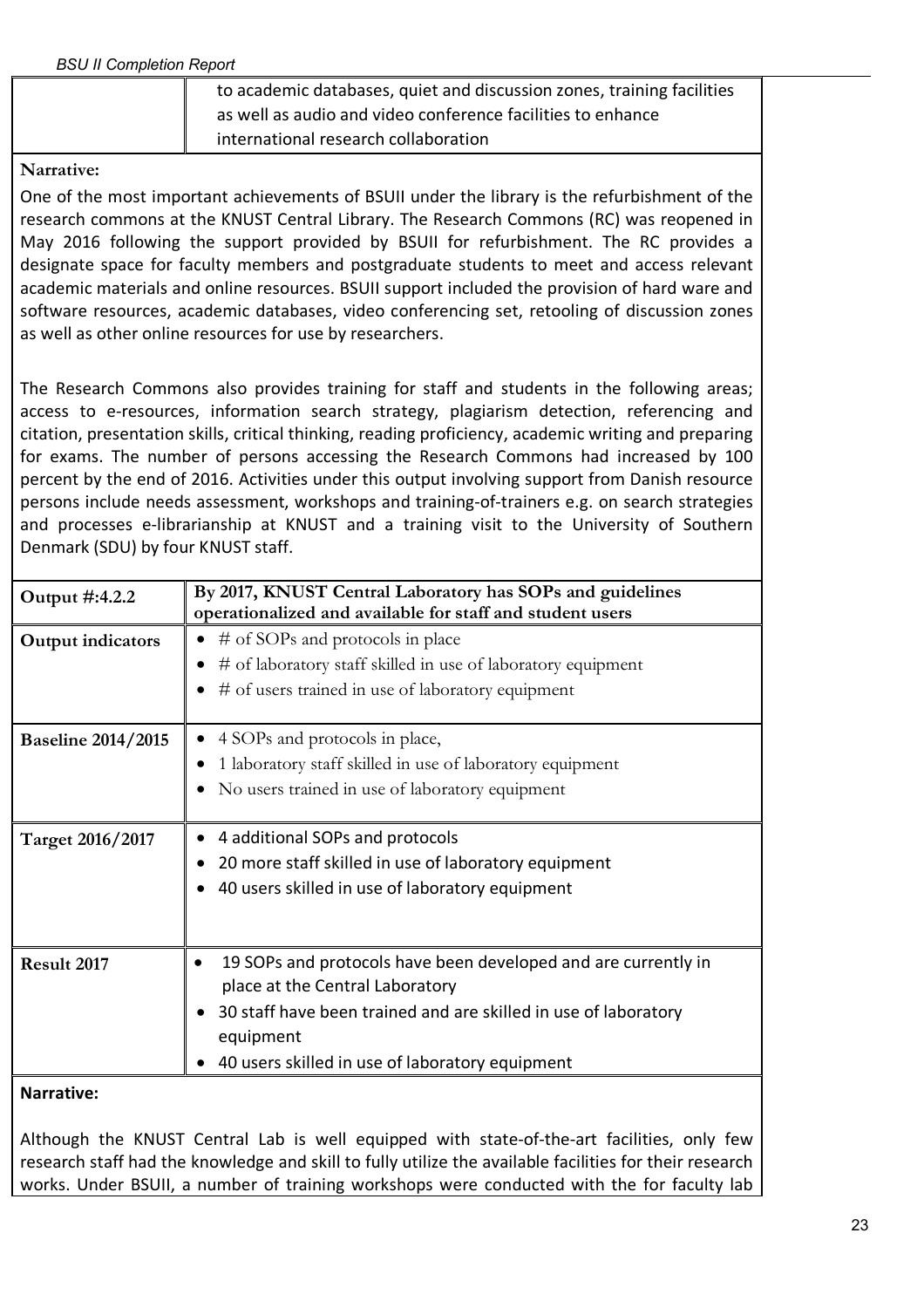| | to academic databases, quiet and discussion zones, training facilities as well as audio and video conference facilities to enhance international research collaboration |
|---|---|

**Narrative:**

One of the most important achievements of BSUII under the library is the refurbishment of the research commons at the KNUST Central Library. The Research Commons (RC) was reopened in May 2016 following the support provided by BSUII for refurbishment. The RC provides a designate space for faculty members and postgraduate students to meet and access relevant academic materials and online resources. BSUII support included the provision of hard ware and software resources, academic databases, video conferencing set, retooling of discussion zones as well as other online resources for use by researchers.

The Research Commons also provides training for staff and students in the following areas; access to e-resources, information search strategy, plagiarism detection, referencing and citation, presentation skills, critical thinking, reading proficiency, academic writing and preparing for exams. The number of persons accessing the Research Commons had increased by 100 percent by the end of 2016. Activities under this output involving support from Danish resource persons include needs assessment, workshops and training-of-trainers e.g. on search strategies and processes e-librarianship at KNUST and a training visit to the University of Southern Denmark (SDU) by four KNUST staff.

| **Output #:4.2.2** | **By 2017, KNUST Central Laboratory has SOPs and guidelines operationalized and available for staff and student users** |
|---|---|
| **Output indicators** | • # of SOPs and protocols in place<br>• # of laboratory staff skilled in use of laboratory equipment<br>• # of users trained in use of laboratory equipment |
| **Baseline 2014/2015** | • 4 SOPs and protocols in place,<br>• 1 laboratory staff skilled in use of laboratory equipment<br>• No users trained in use of laboratory equipment |
| **Target 2016/2017** | • 4 additional SOPs and protocols<br>• 20 more staff skilled in use of laboratory equipment<br>• 40 users skilled in use of laboratory equipment |
| **Result 2017** | • 19 SOPs and protocols have been developed and are currently in place at the Central Laboratory<br>• 30 staff have been trained and are skilled in use of laboratory equipment<br>• 40 users skilled in use of laboratory equipment |

**Narrative:**

Although the KNUST Central Lab is well equipped with state-of-the-art facilities, only few research staff had the knowledge and skill to fully utilize the available facilities for their research works. Under BSUII, a number of training workshops were conducted with the for faculty lab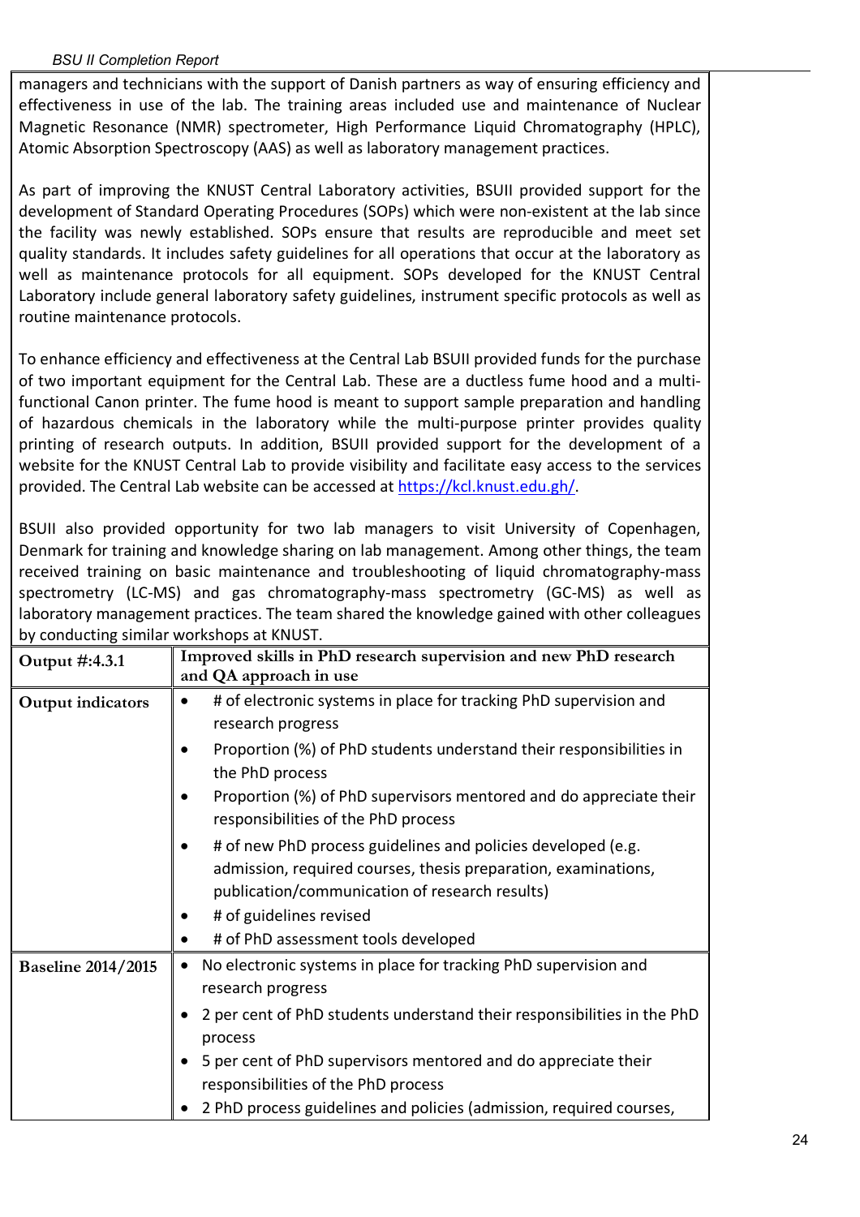managers and technicians with the support of Danish partners as way of ensuring efficiency and effectiveness in use of the lab. The training areas included use and maintenance of Nuclear Magnetic Resonance (NMR) spectrometer, High Performance Liquid Chromatography (HPLC), Atomic Absorption Spectroscopy (AAS) as well as laboratory management practices.

As part of improving the KNUST Central Laboratory activities, BSUII provided support for the development of Standard Operating Procedures (SOPs) which were non-existent at the lab since the facility was newly established. SOPs ensure that results are reproducible and meet set quality standards. It includes safety guidelines for all operations that occur at the laboratory as well as maintenance protocols for all equipment. SOPs developed for the KNUST Central Laboratory include general laboratory safety guidelines, instrument specific protocols as well as routine maintenance protocols.

To enhance efficiency and effectiveness at the Central Lab BSUII provided funds for the purchase of two important equipment for the Central Lab. These are a ductless fume hood and a multi-functional Canon printer. The fume hood is meant to support sample preparation and handling of hazardous chemicals in the laboratory while the multi-purpose printer provides quality printing of research outputs. In addition, BSUII provided support for the development of a website for the KNUST Central Lab to provide visibility and facilitate easy access to the services provided. The Central Lab website can be accessed at https://kcl.knust.edu.gh/.

BSUII also provided opportunity for two lab managers to visit University of Copenhagen, Denmark for training and knowledge sharing on lab management. Among other things, the team received training on basic maintenance and troubleshooting of liquid chromatography-mass spectrometry (LC-MS) and gas chromatography-mass spectrometry (GC-MS) as well as laboratory management practices. The team shared the knowledge gained with other colleagues by conducting similar workshops at KNUST.

| **Output #:4.3.1** | **Improved skills in PhD research supervision and new PhD research and QA approach in use** |
|---|---|
| **Output indicators** | • # of electronic systems in place for tracking PhD supervision and research progress<br>• Proportion (%) of PhD students understand their responsibilities in the PhD process<br>• Proportion (%) of PhD supervisors mentored and do appreciate their responsibilities of the PhD process<br>• # of new PhD process guidelines and policies developed (e.g. admission, required courses, thesis preparation, examinations, publication/communication of research results)<br>• # of guidelines revised<br>• # of PhD assessment tools developed |
| **Baseline 2014/2015** | • No electronic systems in place for tracking PhD supervision and research progress<br>• 2 per cent of PhD students understand their responsibilities in the PhD process<br>• 5 per cent of PhD supervisors mentored and do appreciate their responsibilities of the PhD process<br>• 2 PhD process guidelines and policies (admission, required courses, |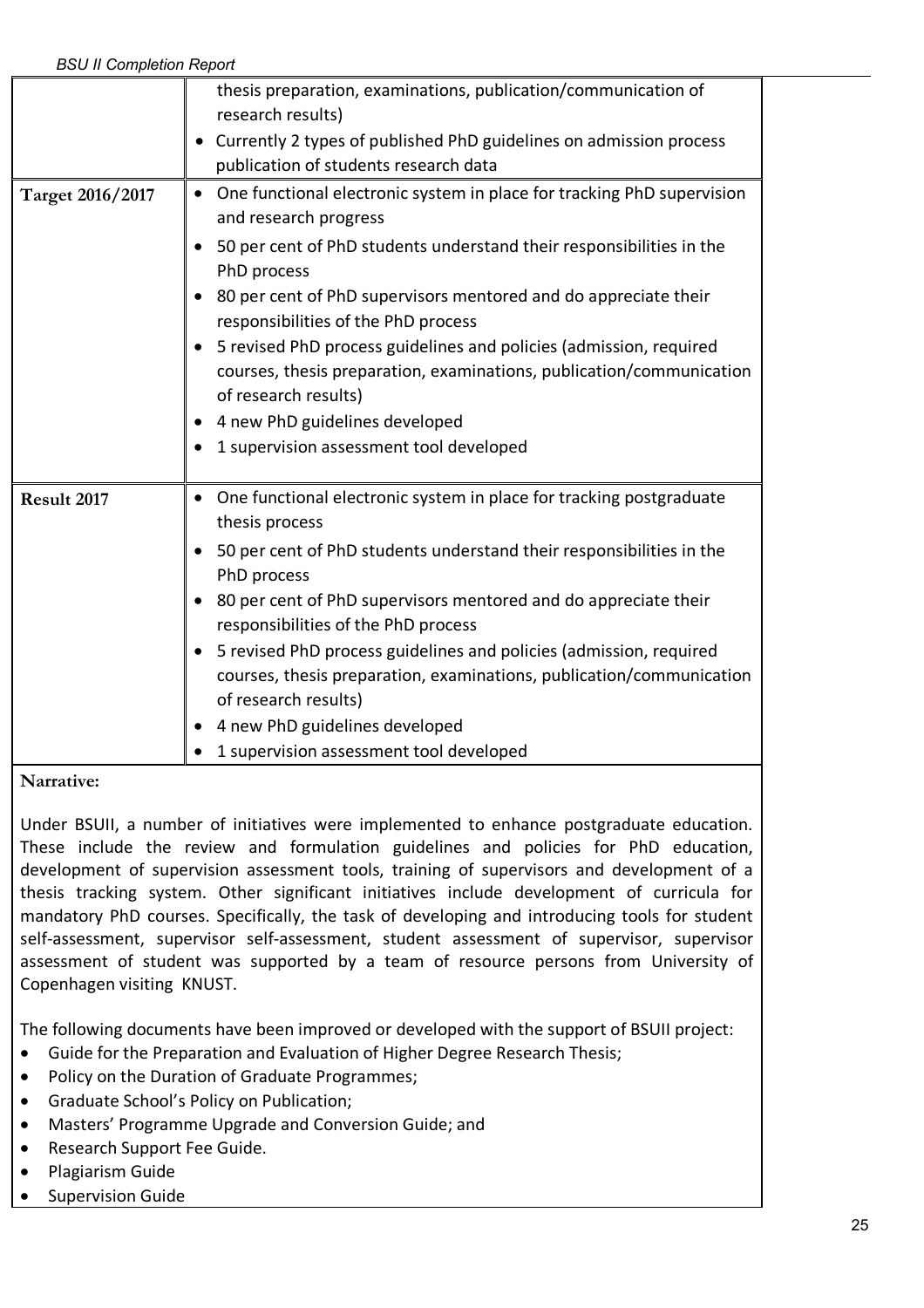| | |
|---|---|
| | thesis preparation, examinations, publication/communication of research results)<br>• Currently 2 types of published PhD guidelines on admission process publication of students research data |
| **Target 2016/2017** | • One functional electronic system in place for tracking PhD supervision and research progress<br>• 50 per cent of PhD students understand their responsibilities in the PhD process<br>• 80 per cent of PhD supervisors mentored and do appreciate their responsibilities of the PhD process<br>• 5 revised PhD process guidelines and policies (admission, required courses, thesis preparation, examinations, publication/communication of research results)<br>• 4 new PhD guidelines developed<br>• 1 supervision assessment tool developed |
| **Result 2017** | • One functional electronic system in place for tracking postgraduate thesis process<br>• 50 per cent of PhD students understand their responsibilities in the PhD process<br>• 80 per cent of PhD supervisors mentored and do appreciate their responsibilities of the PhD process<br>• 5 revised PhD process guidelines and policies (admission, required courses, thesis preparation, examinations, publication/communication of research results)<br>• 4 new PhD guidelines developed<br>• 1 supervision assessment tool developed |

**Narrative:**

Under BSUII, a number of initiatives were implemented to enhance postgraduate education. These include the review and formulation guidelines and policies for PhD education, development of supervision assessment tools, training of supervisors and development of a thesis tracking system. Other significant initiatives include development of curricula for mandatory PhD courses. Specifically, the task of developing and introducing tools for student self-assessment, supervisor self-assessment, student assessment of supervisor, supervisor assessment of student was supported by a team of resource persons from University of Copenhagen visiting KNUST.

The following documents have been improved or developed with the support of BSUII project:

- Guide for the Preparation and Evaluation of Higher Degree Research Thesis;
- Policy on the Duration of Graduate Programmes;
- Graduate School's Policy on Publication;
- Masters' Programme Upgrade and Conversion Guide; and
- Research Support Fee Guide.
- Plagiarism Guide
- Supervision Guide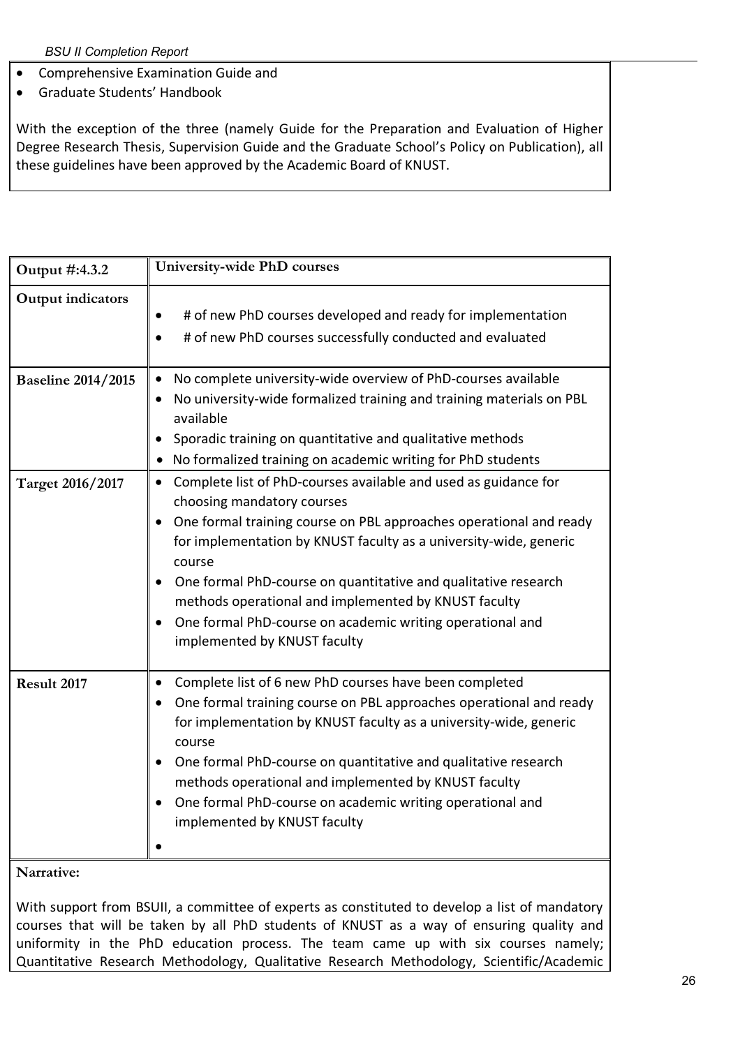- Comprehensive Examination Guide and
- Graduate Students' Handbook

With the exception of the three (namely Guide for the Preparation and Evaluation of Higher Degree Research Thesis, Supervision Guide and the Graduate School's Policy on Publication), all these guidelines have been approved by the Academic Board of KNUST.

| **Output #:4.3.2** | **University-wide PhD courses** |
|---|---|
| **Output indicators** | • # of new PhD courses developed and ready for implementation<br>• # of new PhD courses successfully conducted and evaluated |
| **Baseline 2014/2015** | • No complete university-wide overview of PhD-courses available<br>• No university-wide formalized training and training materials on PBL available<br>• Sporadic training on quantitative and qualitative methods<br>• No formalized training on academic writing for PhD students |
| **Target 2016/2017** | • Complete list of PhD-courses available and used as guidance for choosing mandatory courses<br>• One formal training course on PBL approaches operational and ready for implementation by KNUST faculty as a university-wide, generic course<br>• One formal PhD-course on quantitative and qualitative research methods operational and implemented by KNUST faculty<br>• One formal PhD-course on academic writing operational and implemented by KNUST faculty |
| **Result 2017** | • Complete list of 6 new PhD courses have been completed<br>• One formal training course on PBL approaches operational and ready for implementation by KNUST faculty as a university-wide, generic course<br>• One formal PhD-course on quantitative and qualitative research methods operational and implemented by KNUST faculty<br>• One formal PhD-course on academic writing operational and implemented by KNUST faculty<br>• |

**Narrative:**

With support from BSUII, a committee of experts as constituted to develop a list of mandatory courses that will be taken by all PhD students of KNUST as a way of ensuring quality and uniformity in the PhD education process. The team came up with six courses namely; Quantitative Research Methodology, Qualitative Research Methodology, Scientific/Academic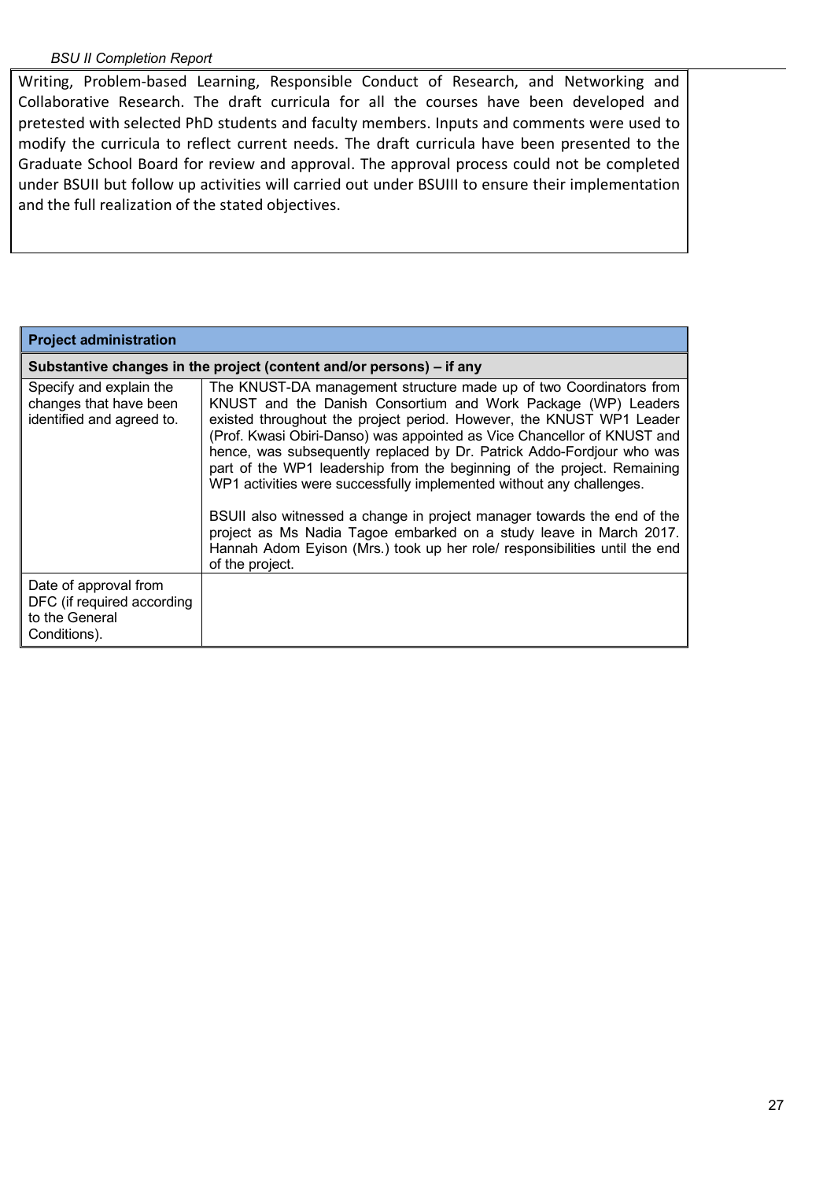Writing, Problem-based Learning, Responsible Conduct of Research, and Networking and Collaborative Research. The draft curricula for all the courses have been developed and pretested with selected PhD students and faculty members. Inputs and comments were used to modify the curricula to reflect current needs. The draft curricula have been presented to the Graduate School Board for review and approval. The approval process could not be completed under BSUII but follow up activities will carried out under BSUIII to ensure their implementation and the full realization of the stated objectives.

| **Project administration** | |
|---|---|
| **Substantive changes in the project (content and/or persons) – if any** | |
| Specify and explain the changes that have been identified and agreed to. | The KNUST-DA management structure made up of two Coordinators from KNUST and the Danish Consortium and Work Package (WP) Leaders existed throughout the project period. However, the KNUST WP1 Leader (Prof. Kwasi Obiri-Danso) was appointed as Vice Chancellor of KNUST and hence, was subsequently replaced by Dr. Patrick Addo-Fordjour who was part of the WP1 leadership from the beginning of the project. Remaining WP1 activities were successfully implemented without any challenges.<br><br>BSUII also witnessed a change in project manager towards the end of the project as Ms Nadia Tagoe embarked on a study leave in March 2017. Hannah Adom Eyison (Mrs.) took up her role/ responsibilities until the end of the project. |
| Date of approval from DFC (if required according to the General Conditions). | |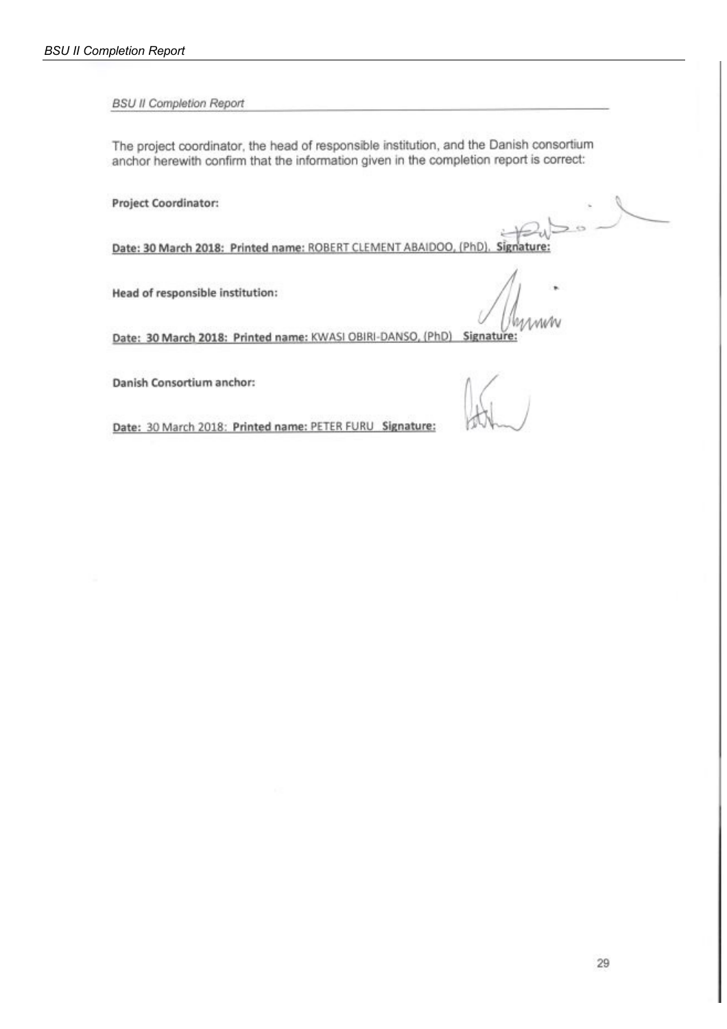The project coordinator, the head of responsible institution, and the Danish consortium anchor herewith confirm that the information given in the completion report is correct:

**Project Coordinator:**

**Date: 30 March 2018: Printed name:** ROBERT CLEMENT ABAIDOO, (PhD). **Signature:**

**Head of responsible institution:**

**Date: 30 March 2018: Printed name:** KWASI OBIRI-DANSO, (PhD) **Signature:**

**Danish Consortium anchor:**

**Date:** 30 March 2018: **Printed name:** PETER FURU **Signature:**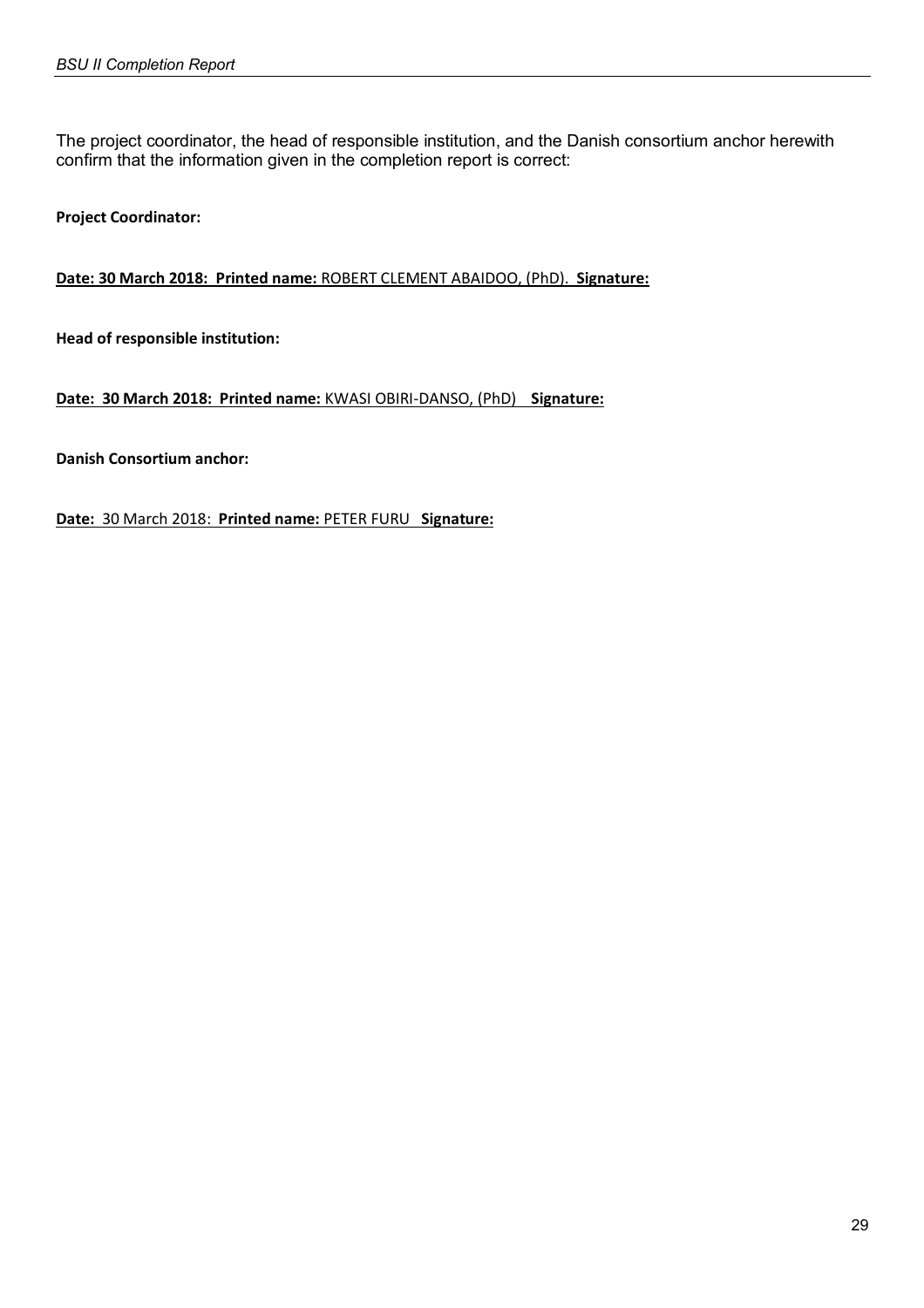The project coordinator, the head of responsible institution, and the Danish consortium anchor herewith confirm that the information given in the completion report is correct:

**Project Coordinator:**

**Date: 30 March 2018: Printed name:** ROBERT CLEMENT ABAIDOO, (PhD). **Signature:**

**Head of responsible institution:**

**Date: 30 March 2018: Printed name:** KWASI OBIRI-DANSO, (PhD) **Signature:**

**Danish Consortium anchor:**

**Date:** 30 March 2018: **Printed name:** PETER FURU **Signature:**